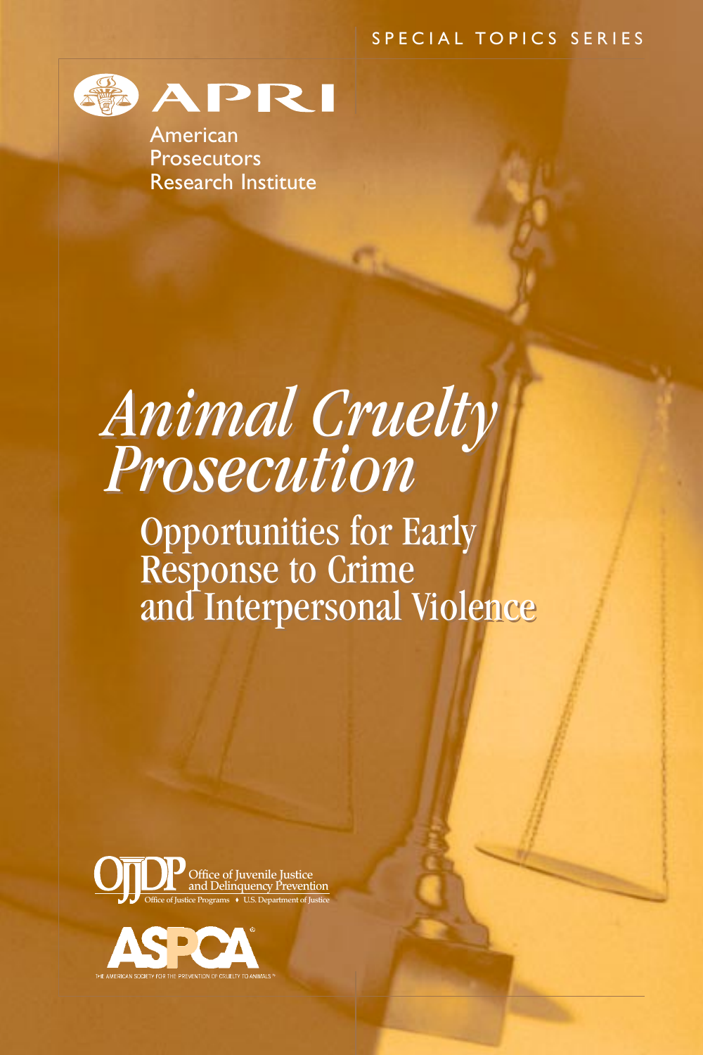SPECIAL TOPICS SERIES

APRI

American Prosecutors Research Institute

# *Animal Cruelty Prosecution*

## Opportunities for Early Response to Crime and Interpersonal Violence

OJJDP Office of Juvenile Justice and Delinquency Prevention
Office of Justice Programs ♦ U.S. Department of Justice

ASPCA®
THE AMERICAN SOCIETY FOR THE PREVENTION OF CRUELTY TO ANIMALS®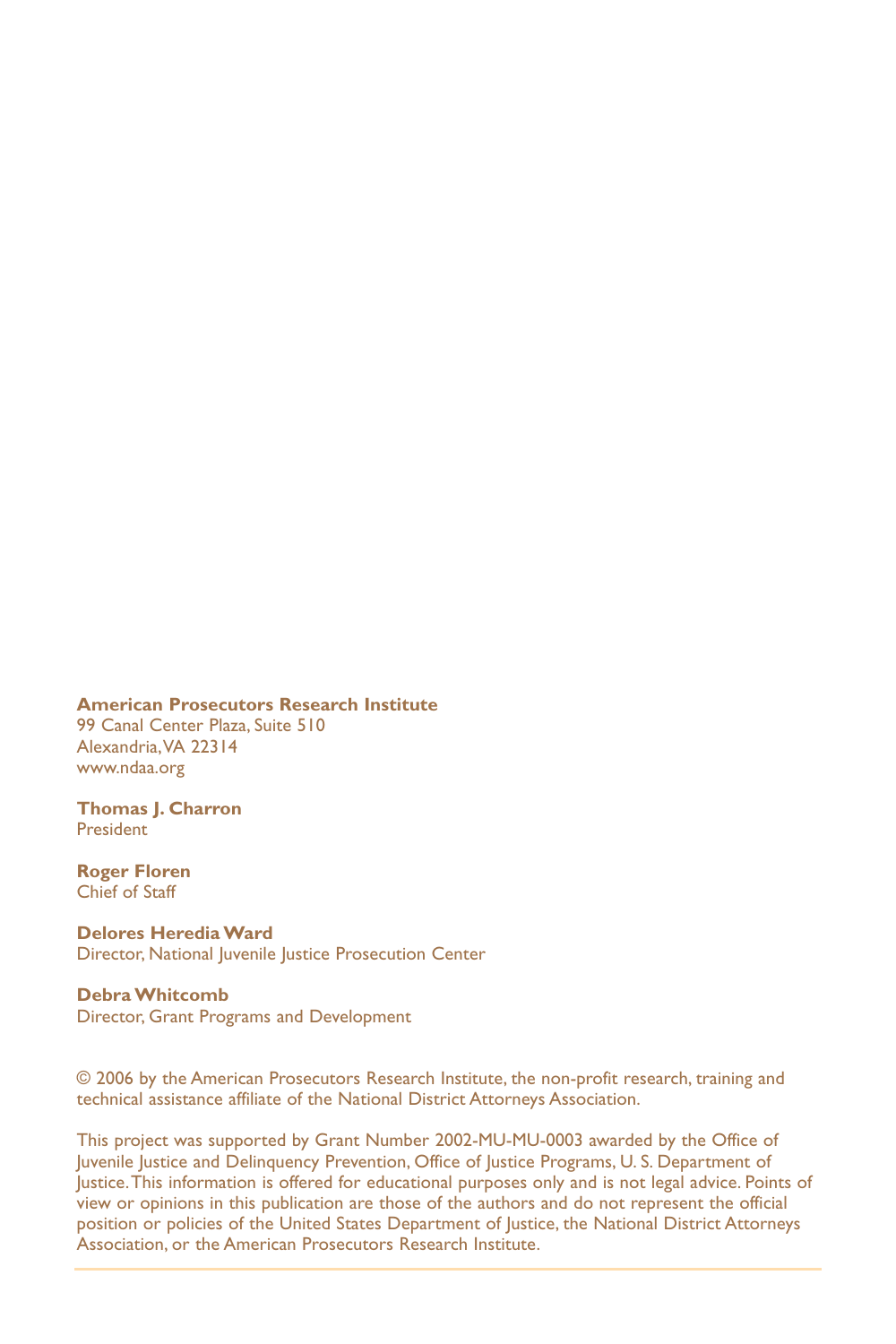**American Prosecutors Research Institute**
99 Canal Center Plaza, Suite 510
Alexandria, VA 22314
www.ndaa.org

**Thomas J. Charron**
President

**Roger Floren**
Chief of Staff

**Delores Heredia Ward**
Director, National Juvenile Justice Prosecution Center

**Debra Whitcomb**
Director, Grant Programs and Development

© 2006 by the American Prosecutors Research Institute, the non-profit research, training and technical assistance affiliate of the National District Attorneys Association.

This project was supported by Grant Number 2002-MU-MU-0003 awarded by the Office of Juvenile Justice and Delinquency Prevention, Office of Justice Programs, U. S. Department of Justice. This information is offered for educational purposes only and is not legal advice. Points of view or opinions in this publication are those of the authors and do not represent the official position or policies of the United States Department of Justice, the National District Attorneys Association, or the American Prosecutors Research Institute.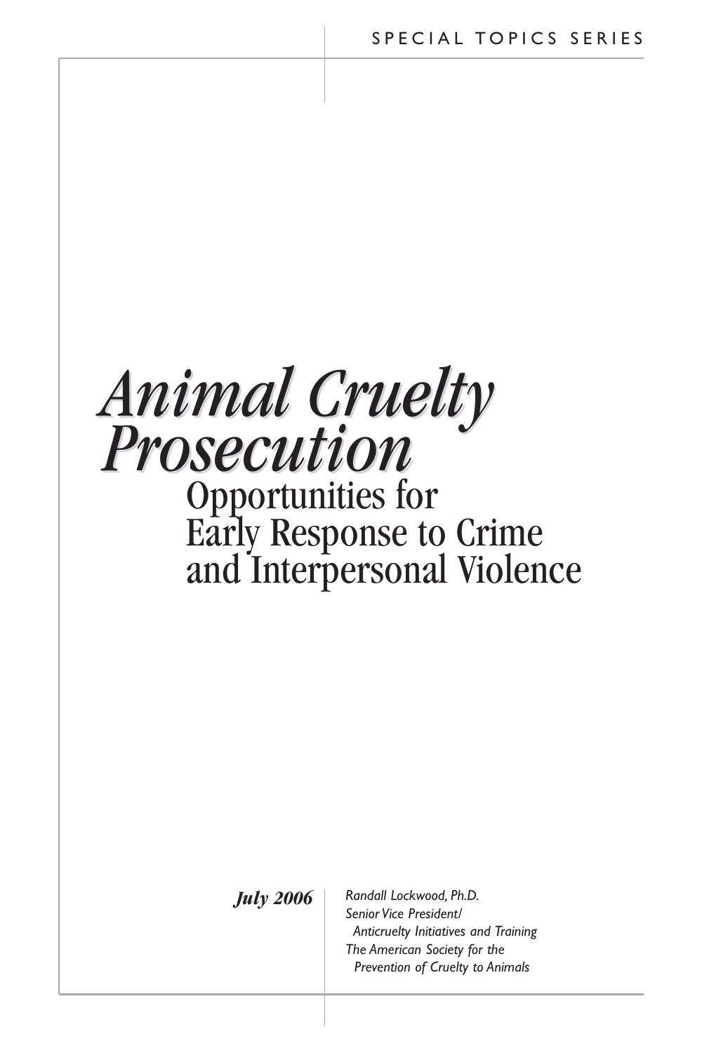SPECIAL TOPICS SERIES

# *Animal Cruelty Prosecution*

## Opportunities for Early Response to Crime and Interpersonal Violence

***July 2006***

*Randall Lockwood, Ph.D.*
*Senior Vice President/*
*Anticruelty Initiatives and Training*
*The American Society for the*
*Prevention of Cruelty to Animals*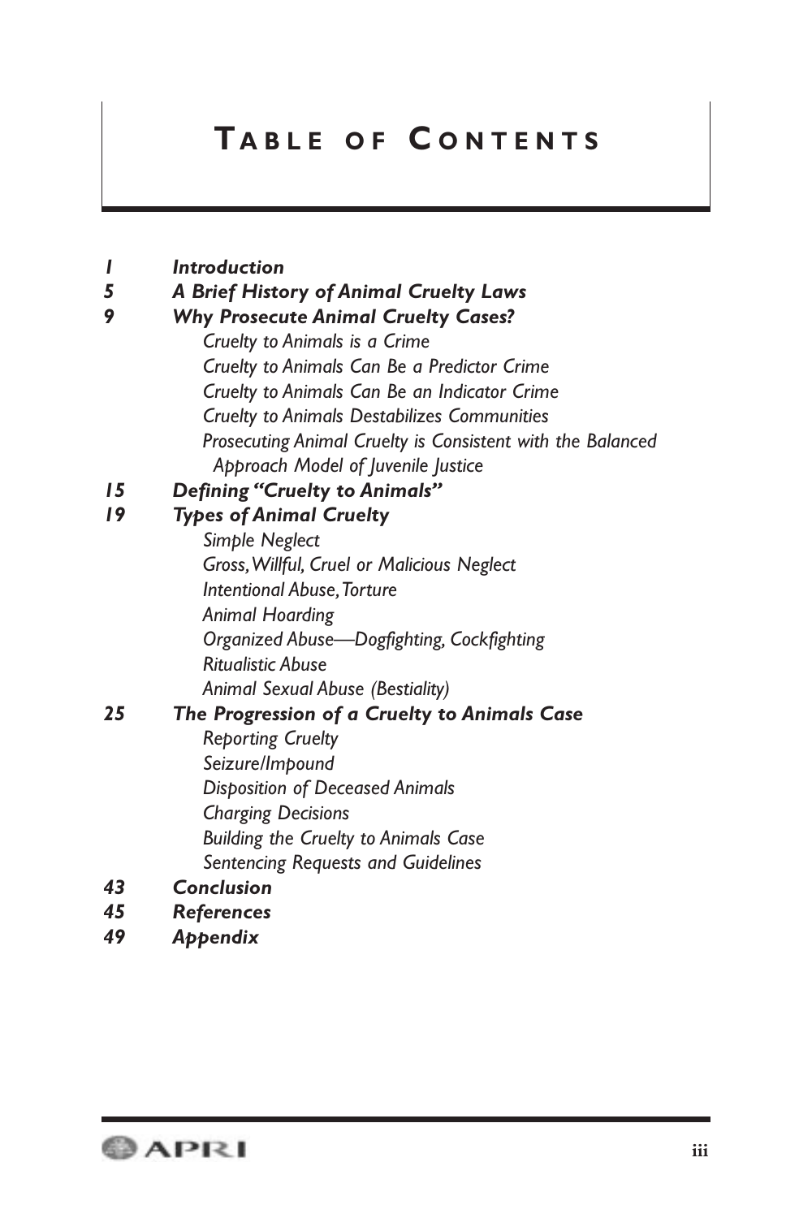# Table of Contents

- *1* ***Introduction***
- *5* ***A Brief History of Animal Cruelty Laws***
- *9* ***Why Prosecute Animal Cruelty Cases?***
  - *Cruelty to Animals is a Crime*
  - *Cruelty to Animals Can Be a Predictor Crime*
  - *Cruelty to Animals Can Be an Indicator Crime*
  - *Cruelty to Animals Destabilizes Communities*
  - *Prosecuting Animal Cruelty is Consistent with the Balanced Approach Model of Juvenile Justice*
- *15* ***Defining "Cruelty to Animals"***
- *19* ***Types of Animal Cruelty***
  - *Simple Neglect*
  - *Gross, Willful, Cruel or Malicious Neglect*
  - *Intentional Abuse, Torture*
  - *Animal Hoarding*
  - *Organized Abuse—Dogfighting, Cockfighting*
  - *Ritualistic Abuse*
  - *Animal Sexual Abuse (Bestiality)*
- *25* ***The Progression of a Cruelty to Animals Case***
  - *Reporting Cruelty*
  - *Seizure/Impound*
  - *Disposition of Deceased Animals*
  - *Charging Decisions*
  - *Building the Cruelty to Animals Case*
  - *Sentencing Requests and Guidelines*
- *43* ***Conclusion***
- *45* ***References***
- *49* ***Appendix***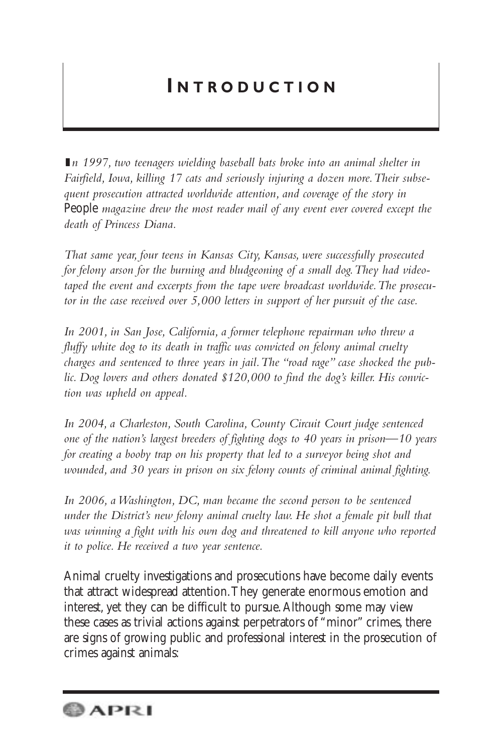# Introduction

*In 1997, two teenagers wielding baseball bats broke into an animal shelter in Fairfield, Iowa, killing 17 cats and seriously injuring a dozen more. Their subsequent prosecution attracted worldwide attention, and coverage of the story in* People *magazine drew the most reader mail of any event ever covered except the death of Princess Diana.*

*That same year, four teens in Kansas City, Kansas, were successfully prosecuted for felony arson for the burning and bludgeoning of a small dog. They had videotaped the event and excerpts from the tape were broadcast worldwide. The prosecutor in the case received over 5,000 letters in support of her pursuit of the case.*

*In 2001, in San Jose, California, a former telephone repairman who threw a fluffy white dog to its death in traffic was convicted on felony animal cruelty charges and sentenced to three years in jail. The "road rage" case shocked the public. Dog lovers and others donated $120,000 to find the dog's killer. His conviction was upheld on appeal.*

*In 2004, a Charleston, South Carolina, County Circuit Court judge sentenced one of the nation's largest breeders of fighting dogs to 40 years in prison—10 years for creating a booby trap on his property that led to a surveyor being shot and wounded, and 30 years in prison on six felony counts of criminal animal fighting.*

*In 2006, a Washington, DC, man became the second person to be sentenced under the District's new felony animal cruelty law. He shot a female pit bull that was winning a fight with his own dog and threatened to kill anyone who reported it to police. He received a two year sentence.*

Animal cruelty investigations and prosecutions have become daily events that attract widespread attention. They generate enormous emotion and interest, yet they can be difficult to pursue. Although some may view these cases as trivial actions against perpetrators of "minor" crimes, there are signs of growing public and professional interest in the prosecution of crimes against animals: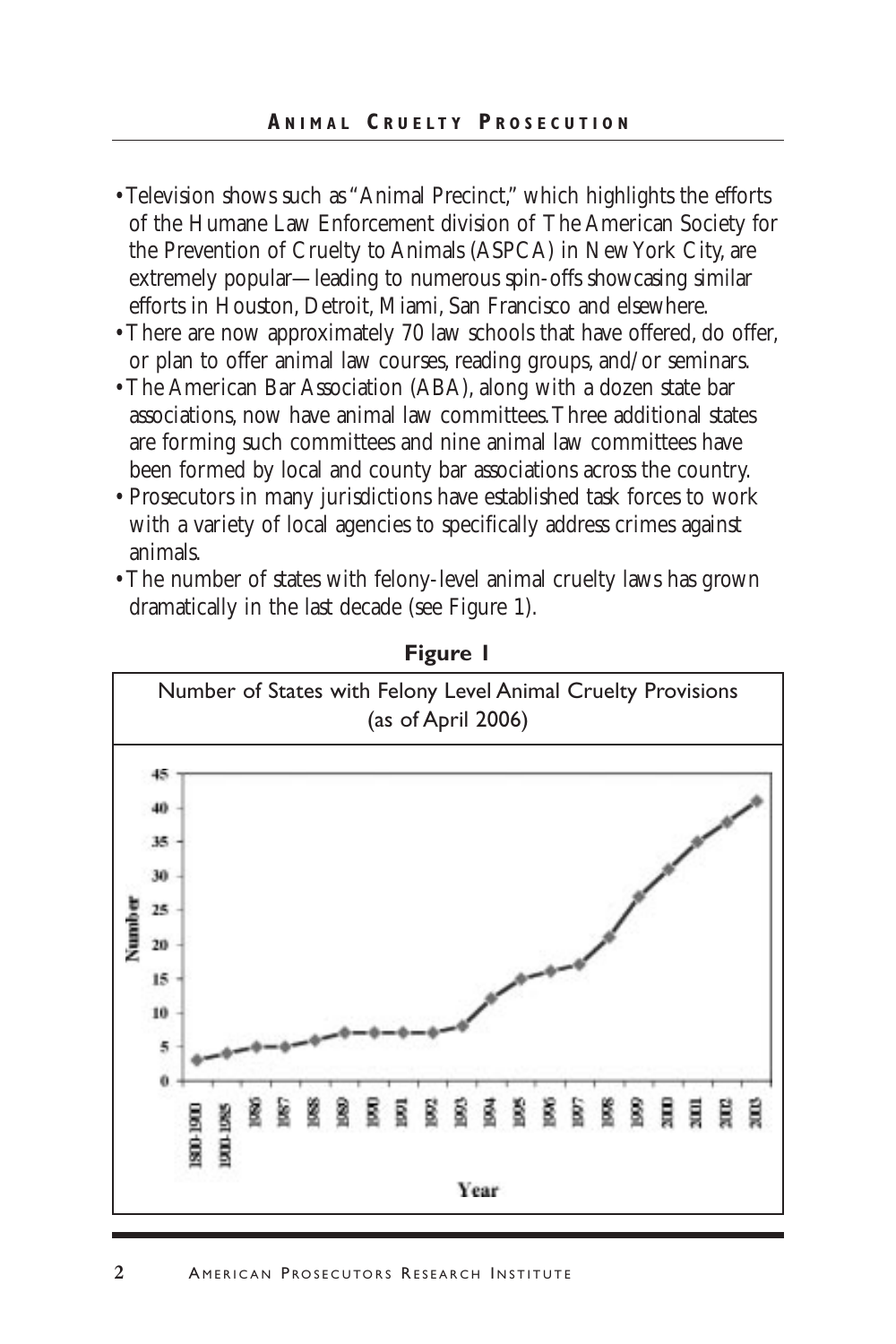- Television shows such as "Animal Precinct," which highlights the efforts of the Humane Law Enforcement division of The American Society for the Prevention of Cruelty to Animals (ASPCA) in New York City, are extremely popular—leading to numerous spin-offs showcasing similar efforts in Houston, Detroit, Miami, San Francisco and elsewhere.
- There are now approximately 70 law schools that have offered, do offer, or plan to offer animal law courses, reading groups, and/or seminars.
- The American Bar Association (ABA), along with a dozen state bar associations, now have animal law committees. Three additional states are forming such committees and nine animal law committees have been formed by local and county bar associations across the country.
- Prosecutors in many jurisdictions have established task forces to work with a variety of local agencies to specifically address crimes against animals.
- The number of states with felony-level animal cruelty laws has grown dramatically in the last decade (see Figure 1).

**Figure 1**

Number of States with Felony Level Animal Cruelty Provisions (as of April 2006)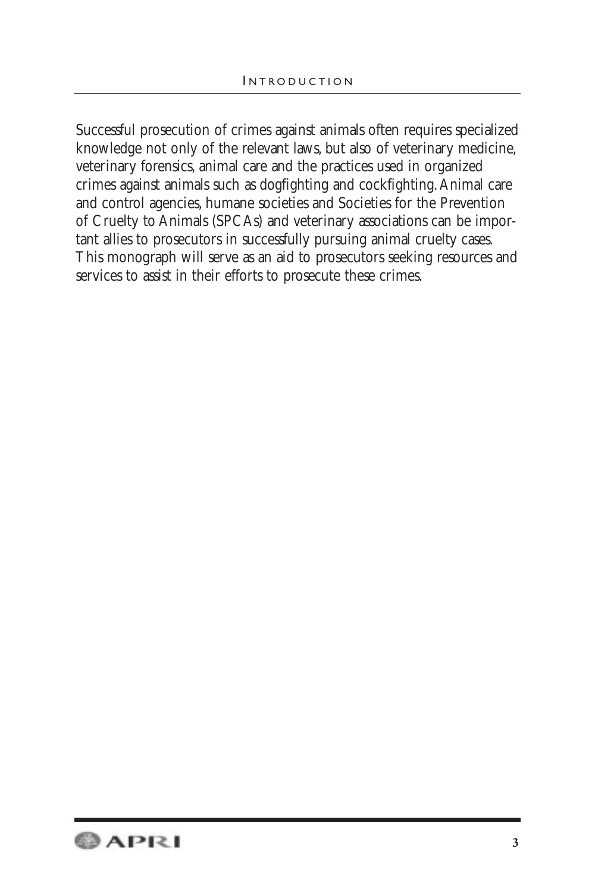Successful prosecution of crimes against animals often requires specialized knowledge not only of the relevant laws, but also of veterinary medicine, veterinary forensics, animal care and the practices used in organized crimes against animals such as dogfighting and cockfighting. Animal care and control agencies, humane societies and Societies for the Prevention of Cruelty to Animals (SPCAs) and veterinary associations can be important allies to prosecutors in successfully pursuing animal cruelty cases. This monograph will serve as an aid to prosecutors seeking resources and services to assist in their efforts to prosecute these crimes.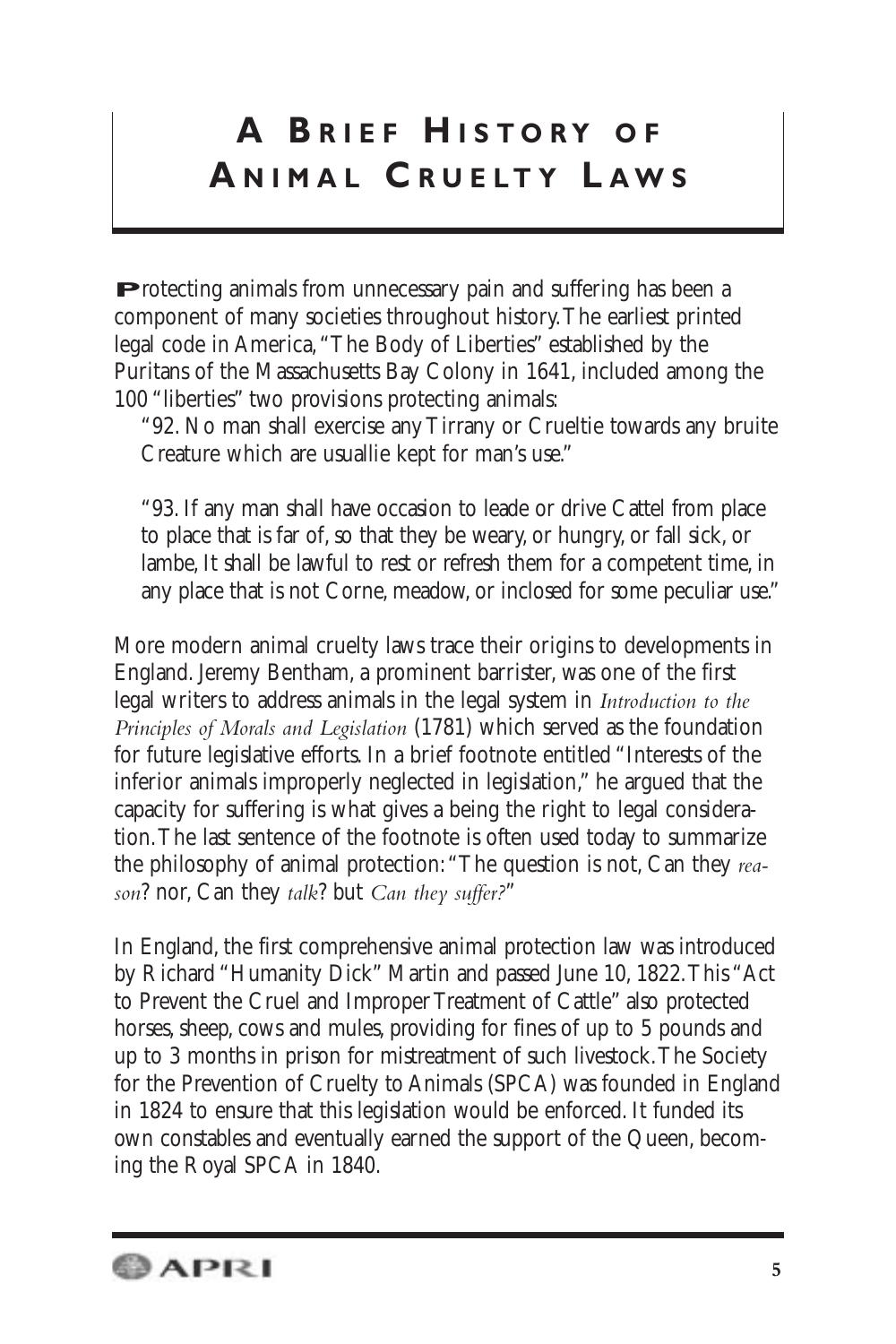# A Brief History of Animal Cruelty Laws

Protecting animals from unnecessary pain and suffering has been a component of many societies throughout history. The earliest printed legal code in America, "The Body of Liberties" established by the Puritans of the Massachusetts Bay Colony in 1641, included among the 100 "liberties" two provisions protecting animals:

> "92. No man shall exercise any Tirrany or Crueltie towards any bruite Creature which are usuallie kept for man's use."
>
> "93. If any man shall have occasion to leade or drive Cattel from place to place that is far of, so that they be weary, or hungry, or fall sick, or lambe, It shall be lawful to rest or refresh them for a competent time, in any place that is not Corne, meadow, or inclosed for some peculiar use."

More modern animal cruelty laws trace their origins to developments in England. Jeremy Bentham, a prominent barrister, was one of the first legal writers to address animals in the legal system in *Introduction to the Principles of Morals and Legislation* (1781) which served as the foundation for future legislative efforts. In a brief footnote entitled "Interests of the inferior animals improperly neglected in legislation," he argued that the capacity for suffering is what gives a being the right to legal consideration. The last sentence of the footnote is often used today to summarize the philosophy of animal protection: "The question is not, Can they *reason*? nor, Can they *talk*? but *Can they suffer?*"

In England, the first comprehensive animal protection law was introduced by Richard "Humanity Dick" Martin and passed June 10, 1822. This "Act to Prevent the Cruel and Improper Treatment of Cattle" also protected horses, sheep, cows and mules, providing for fines of up to 5 pounds and up to 3 months in prison for mistreatment of such livestock. The Society for the Prevention of Cruelty to Animals (SPCA) was founded in England in 1824 to ensure that this legislation would be enforced. It funded its own constables and eventually earned the support of the Queen, becoming the Royal SPCA in 1840.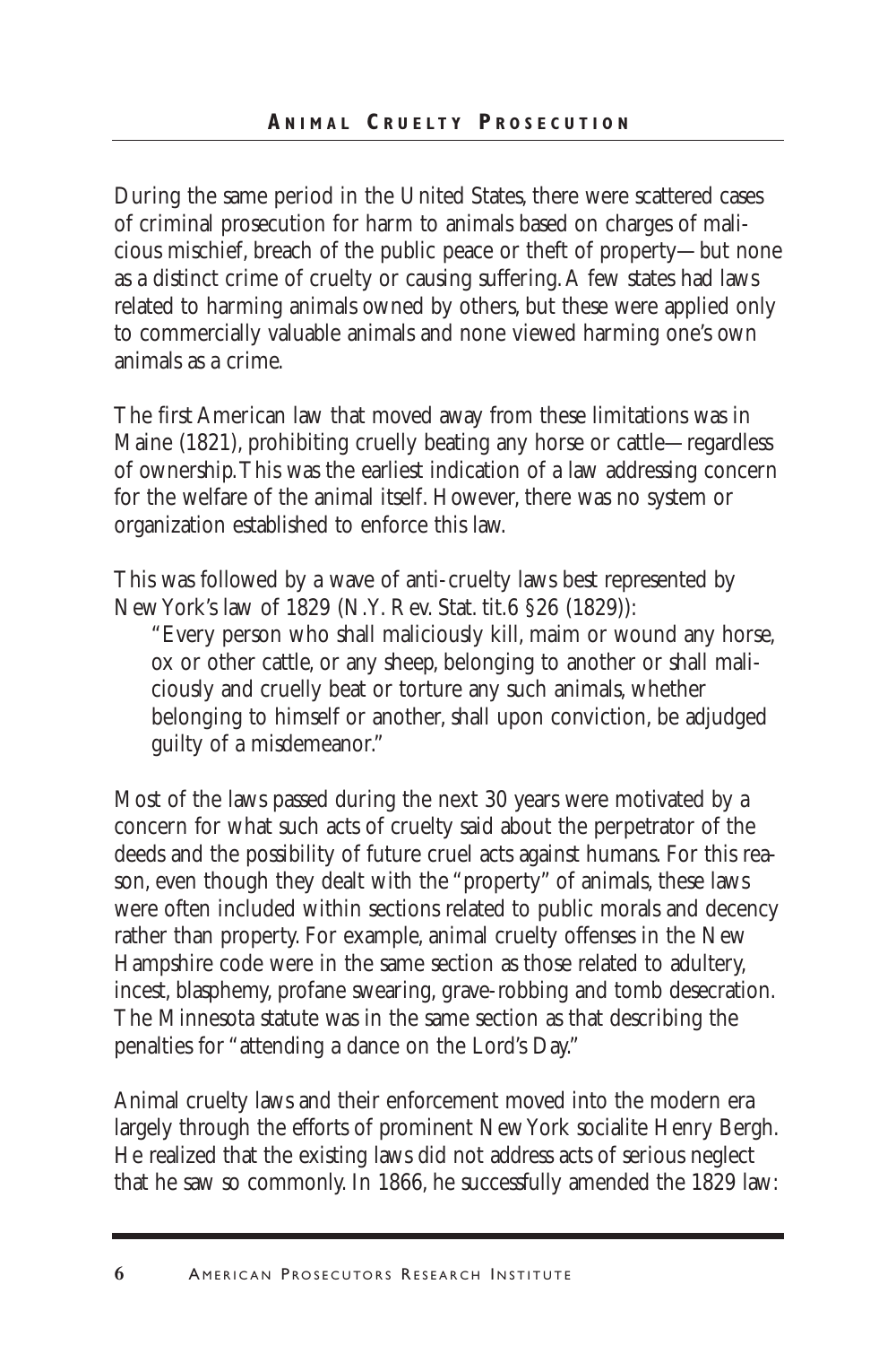During the same period in the United States, there were scattered cases of criminal prosecution for harm to animals based on charges of malicious mischief, breach of the public peace or theft of property—but none as a distinct crime of cruelty or causing suffering. A few states had laws related to harming animals owned by others, but these were applied only to commercially valuable animals and none viewed harming one's own animals as a crime.

The first American law that moved away from these limitations was in Maine (1821), prohibiting cruelly beating any horse or cattle—regardless of ownership. This was the earliest indication of a law addressing concern for the welfare of the animal itself. However, there was no system or organization established to enforce this law.

This was followed by a wave of anti-cruelty laws best represented by New York's law of 1829 (N.Y. Rev. Stat. tit.6 §26 (1829)):

> "Every person who shall maliciously kill, maim or wound any horse, ox or other cattle, or any sheep, belonging to another or shall maliciously and cruelly beat or torture any such animals, whether belonging to himself or another, shall upon conviction, be adjudged guilty of a misdemeanor."

Most of the laws passed during the next 30 years were motivated by a concern for what such acts of cruelty said about the perpetrator of the deeds and the possibility of future cruel acts against humans. For this reason, even though they dealt with the "property" of animals, these laws were often included within sections related to public morals and decency rather than property. For example, animal cruelty offenses in the New Hampshire code were in the same section as those related to adultery, incest, blasphemy, profane swearing, grave-robbing and tomb desecration. The Minnesota statute was in the same section as that describing the penalties for "attending a dance on the Lord's Day."

Animal cruelty laws and their enforcement moved into the modern era largely through the efforts of prominent New York socialite Henry Bergh. He realized that the existing laws did not address acts of serious neglect that he saw so commonly. In 1866, he successfully amended the 1829 law: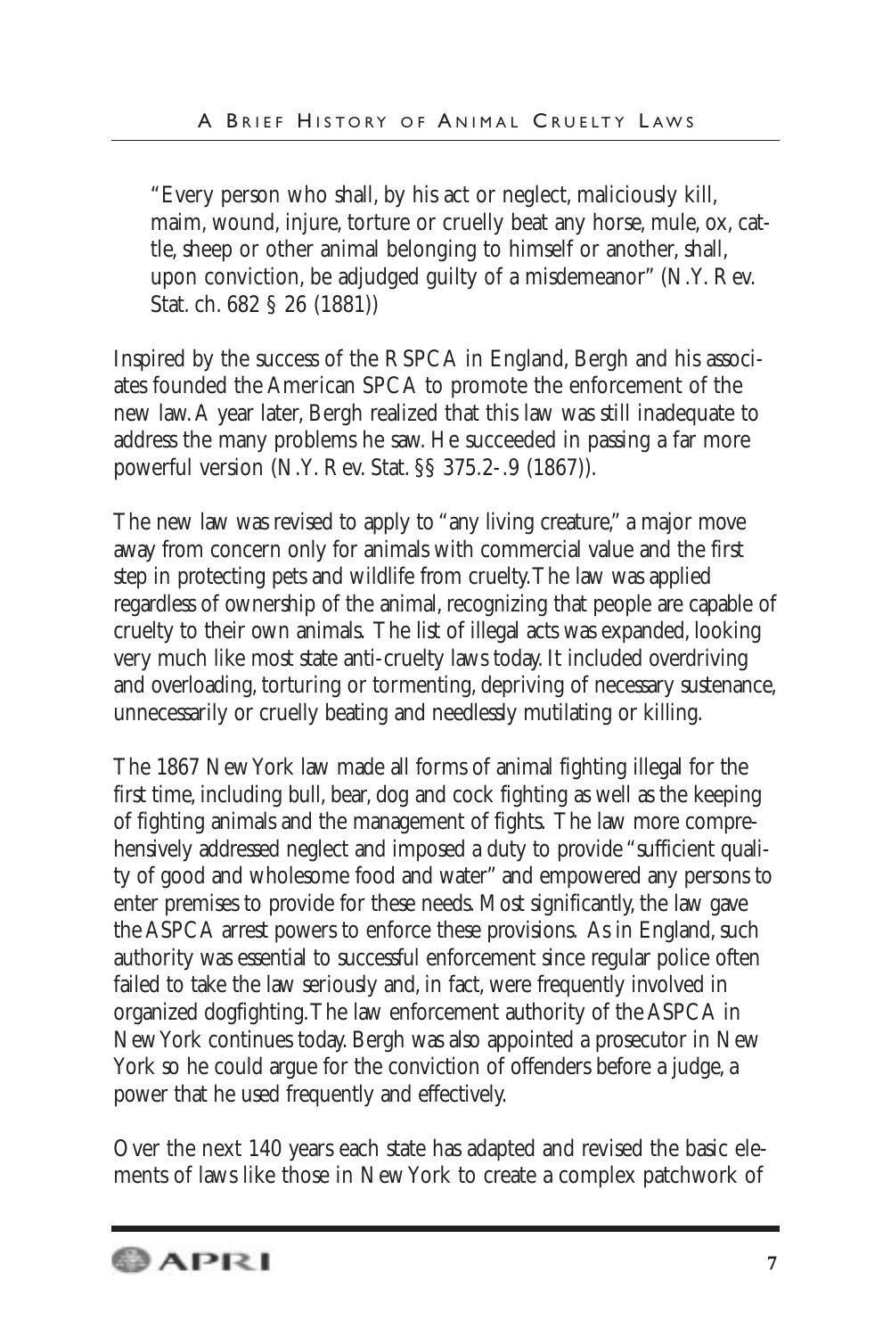> "Every person who shall, by his act or neglect, maliciously kill, maim, wound, injure, torture or cruelly beat any horse, mule, ox, cattle, sheep or other animal belonging to himself or another, shall, upon conviction, be adjudged guilty of a misdemeanor" (N.Y. Rev. Stat. ch. 682 § 26 (1881))

Inspired by the success of the RSPCA in England, Bergh and his associates founded the American SPCA to promote the enforcement of the new law. A year later, Bergh realized that this law was still inadequate to address the many problems he saw. He succeeded in passing a far more powerful version (N.Y. Rev. Stat. §§ 375.2-.9 (1867)).

The new law was revised to apply to "any living creature," a major move away from concern only for animals with commercial value and the first step in protecting pets and wildlife from cruelty. The law was applied regardless of ownership of the animal, recognizing that people are capable of cruelty to their own animals. The list of illegal acts was expanded, looking very much like most state anti-cruelty laws today. It included overdriving and overloading, torturing or tormenting, depriving of necessary sustenance, unnecessarily or cruelly beating and needlessly mutilating or killing.

The 1867 New York law made all forms of animal fighting illegal for the first time, including bull, bear, dog and cock fighting as well as the keeping of fighting animals and the management of fights. The law more comprehensively addressed neglect and imposed a duty to provide "sufficient quality of good and wholesome food and water" and empowered any persons to enter premises to provide for these needs. Most significantly, the law gave the ASPCA arrest powers to enforce these provisions. As in England, such authority was essential to successful enforcement since regular police often failed to take the law seriously and, in fact, were frequently involved in organized dogfighting. The law enforcement authority of the ASPCA in New York continues today. Bergh was also appointed a prosecutor in New York so he could argue for the conviction of offenders before a judge, a power that he used frequently and effectively.

Over the next 140 years each state has adapted and revised the basic elements of laws like those in New York to create a complex patchwork of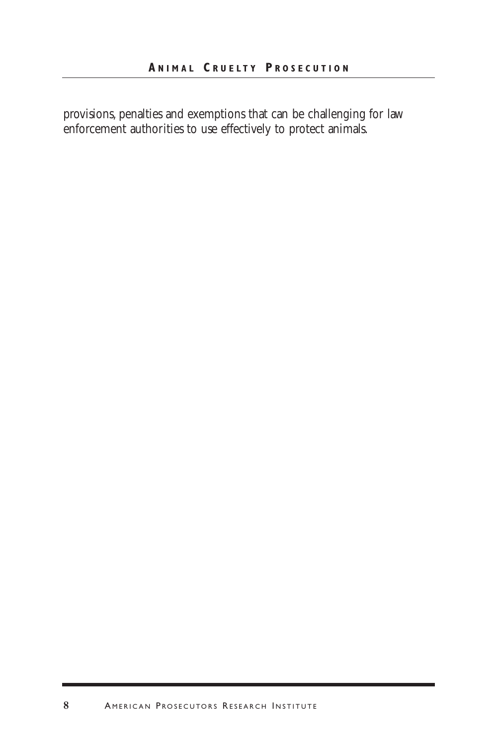provisions, penalties and exemptions that can be challenging for law enforcement authorities to use effectively to protect animals.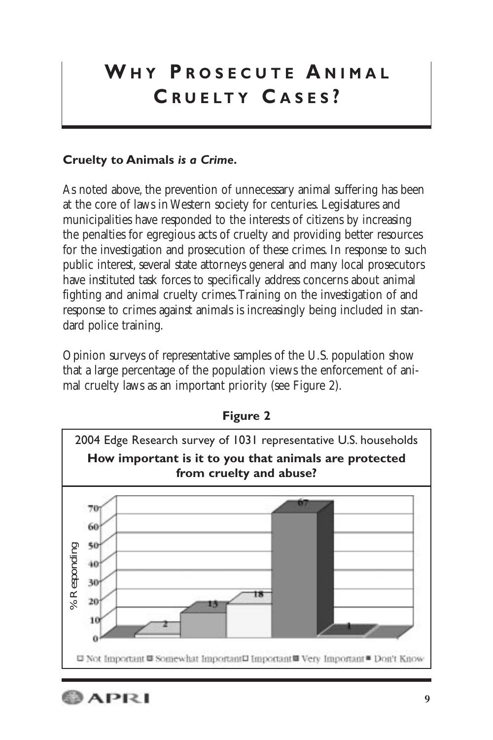# WHY PROSECUTE ANIMAL CRUELTY CASES?

**Cruelty to Animals *is a Crime*.**

As noted above, the prevention of unnecessary animal suffering has been at the core of laws in Western society for centuries. Legislatures and municipalities have responded to the interests of citizens by increasing the penalties for egregious acts of cruelty and providing better resources for the investigation and prosecution of these crimes. In response to such public interest, several state attorneys general and many local prosecutors have instituted task forces to specifically address concerns about animal fighting and animal cruelty crimes. Training on the investigation of and response to crimes against animals is increasingly being included in standard police training.

Opinion surveys of representative samples of the U.S. population show that a large percentage of the population views the enforcement of animal cruelty laws as an important priority (see Figure 2).

**Figure 2**

2004 Edge Research survey of 1031 representative U.S. households

**How important is it to you that animals are protected from cruelty and abuse?**

| Response | % Responding |
|---|---|
| Not Important | 2 |
| Somewhat Important | 13 |
| Important | 18 |
| Very Important | 67 |
| Don't Know | 1 |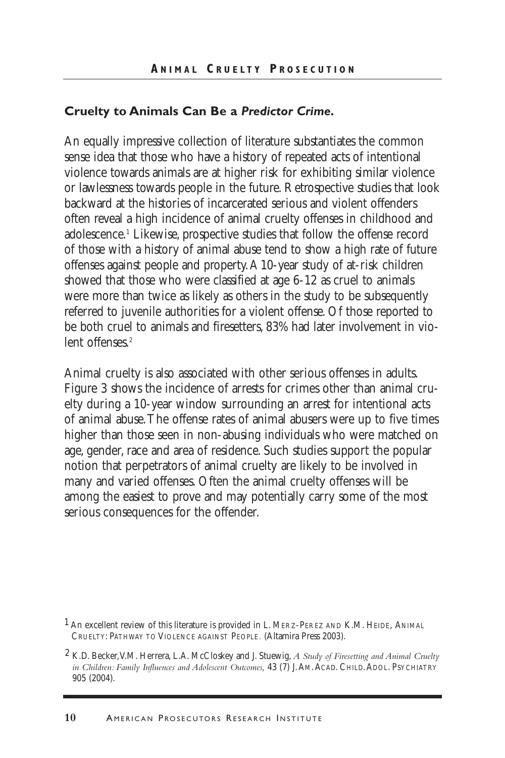### Cruelty to Animals Can Be a *Predictor Crime*.

An equally impressive collection of literature substantiates the common sense idea that those who have a history of repeated acts of intentional violence towards animals are at higher risk for exhibiting similar violence or lawlessness towards people in the future. Retrospective studies that look backward at the histories of incarcerated serious and violent offenders often reveal a high incidence of animal cruelty offenses in childhood and adolescence.[1] Likewise, prospective studies that follow the offense record of those with a history of animal abuse tend to show a high rate of future offenses against people and property. A 10-year study of at-risk children showed that those who were classified at age 6-12 as cruel to animals were more than twice as likely as others in the study to be subsequently referred to juvenile authorities for a violent offense. Of those reported to be both cruel to animals and firesetters, 83% had later involvement in violent offenses.[2]

Animal cruelty is also associated with other serious offenses in adults. Figure 3 shows the incidence of arrests for crimes other than animal cruelty during a 10-year window surrounding an arrest for intentional acts of animal abuse. The offense rates of animal abusers were up to five times higher than those seen in non-abusing individuals who were matched on age, gender, race and area of residence. Such studies support the popular notion that perpetrators of animal cruelty are likely to be involved in many and varied offenses. Often the animal cruelty offenses will be among the easiest to prove and may potentially carry some of the most serious consequences for the offender.

---

[1] An excellent review of this literature is provided in L. MERZ-PEREZ AND K.M. HEIDE, ANIMAL CRUELTY: PATHWAY TO VIOLENCE AGAINST PEOPLE. (Altamira Press 2003).

[2] K.D. Becker, V.M. Herrera, L.A. McCloskey and J. Stuewig, *A Study of Firesetting and Animal Cruelty in Children: Family Influences and Adolescent Outcomes,* 43 (7) J. AM. ACAD. CHILD. ADOL. PSYCHIATRY 905 (2004).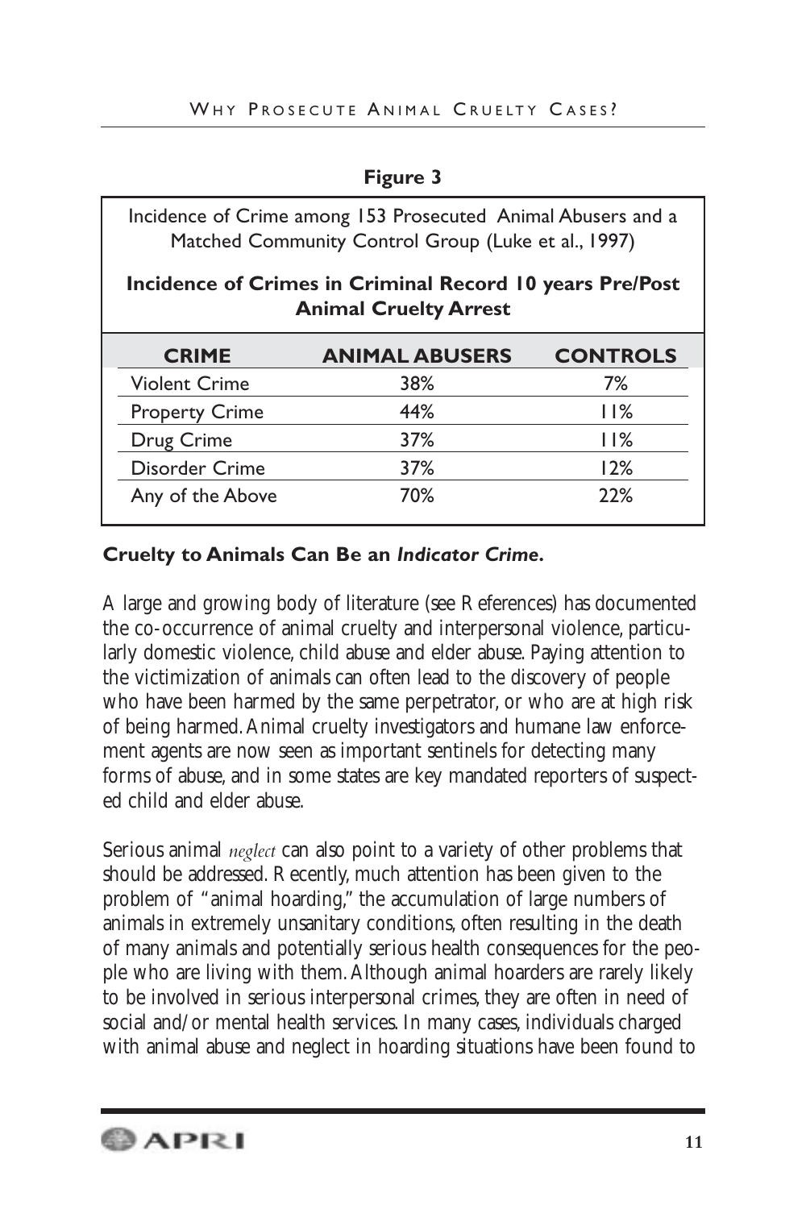**Figure 3**

Incidence of Crime among 153 Prosecuted Animal Abusers and a Matched Community Control Group (Luke et al., 1997)

**Incidence of Crimes in Criminal Record 10 years Pre/Post Animal Cruelty Arrest**

| CRIME | ANIMAL ABUSERS | CONTROLS |
|---|---|---|
| Violent Crime | 38% | 7% |
| Property Crime | 44% | 11% |
| Drug Crime | 37% | 11% |
| Disorder Crime | 37% | 12% |
| Any of the Above | 70% | 22% |

**Cruelty to Animals Can Be an *Indicator Crime*.**

A large and growing body of literature (see References) has documented the co-occurrence of animal cruelty and interpersonal violence, particularly domestic violence, child abuse and elder abuse. Paying attention to the victimization of animals can often lead to the discovery of people who have been harmed by the same perpetrator, or who are at high risk of being harmed. Animal cruelty investigators and humane law enforcement agents are now seen as important sentinels for detecting many forms of abuse, and in some states are key mandated reporters of suspected child and elder abuse.

Serious animal *neglect* can also point to a variety of other problems that should be addressed. Recently, much attention has been given to the problem of "animal hoarding," the accumulation of large numbers of animals in extremely unsanitary conditions, often resulting in the death of many animals and potentially serious health consequences for the people who are living with them. Although animal hoarders are rarely likely to be involved in serious interpersonal crimes, they are often in need of social and/or mental health services. In many cases, individuals charged with animal abuse and neglect in hoarding situations have been found to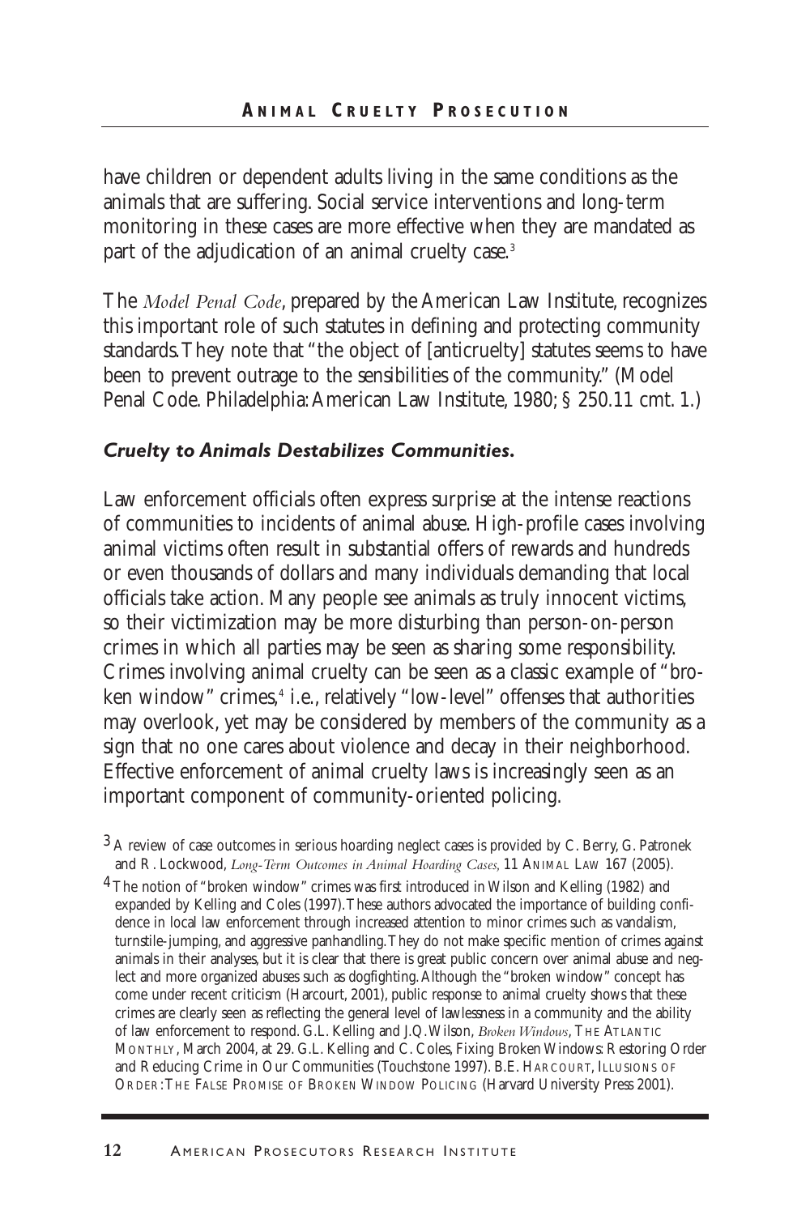have children or dependent adults living in the same conditions as the animals that are suffering. Social service interventions and long-term monitoring in these cases are more effective when they are mandated as part of the adjudication of an animal cruelty case.[3]

The *Model Penal Code*, prepared by the American Law Institute, recognizes this important role of such statutes in defining and protecting community standards. They note that "the object of [anticruelty] statutes seems to have been to prevent outrage to the sensibilities of the community." (Model Penal Code. Philadelphia: American Law Institute, 1980; § 250.11 cmt. 1.)

### *Cruelty to Animals Destabilizes Communities.*

Law enforcement officials often express surprise at the intense reactions of communities to incidents of animal abuse. High-profile cases involving animal victims often result in substantial offers of rewards and hundreds or even thousands of dollars and many individuals demanding that local officials take action. Many people see animals as truly innocent victims, so their victimization may be more disturbing than person-on-person crimes in which all parties may be seen as sharing some responsibility. Crimes involving animal cruelty can be seen as a classic example of "broken window" crimes,[4] i.e., relatively "low-level" offenses that authorities may overlook, yet may be considered by members of the community as a sign that no one cares about violence and decay in their neighborhood. Effective enforcement of animal cruelty laws is increasingly seen as an important component of community-oriented policing.

[3] A review of case outcomes in serious hoarding neglect cases is provided by C. Berry, G. Patronek and R. Lockwood, *Long-Term Outcomes in Animal Hoarding Cases*, 11 ANIMAL LAW 167 (2005).

[4] The notion of "broken window" crimes was first introduced in Wilson and Kelling (1982) and expanded by Kelling and Coles (1997). These authors advocated the importance of building confidence in local law enforcement through increased attention to minor crimes such as vandalism, turnstile-jumping, and aggressive panhandling. They do not make specific mention of crimes against animals in their analyses, but it is clear that there is great public concern over animal abuse and neglect and more organized abuses such as dogfighting. Although the "broken window" concept has come under recent criticism (Harcourt, 2001), public response to animal cruelty shows that these crimes are clearly seen as reflecting the general level of lawlessness in a community and the ability of law enforcement to respond. G.L. Kelling and J.Q. Wilson, *Broken Windows*, THE ATLANTIC MONTHLY, March 2004, at 29. G.L. Kelling and C. Coles, Fixing Broken Windows: Restoring Order and Reducing Crime in Our Communities (Touchstone 1997). B.E. HARCOURT, ILLUSIONS OF ORDER: THE FALSE PROMISE OF BROKEN WINDOW POLICING (Harvard University Press 2001).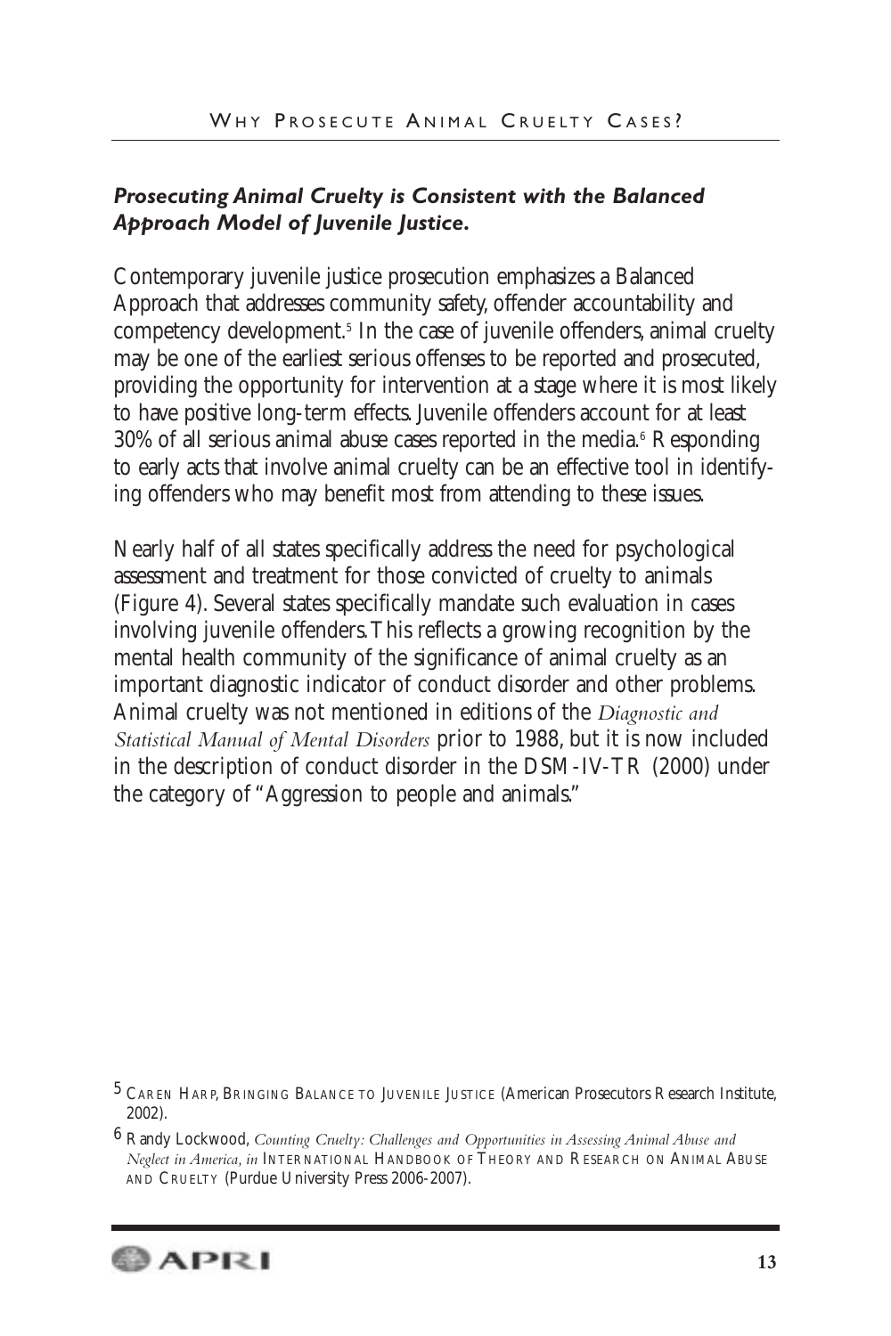### *Prosecuting Animal Cruelty is Consistent with the Balanced Approach Model of Juvenile Justice.*

Contemporary juvenile justice prosecution emphasizes a Balanced Approach that addresses community safety, offender accountability and competency development.[5] In the case of juvenile offenders, animal cruelty may be one of the earliest serious offenses to be reported and prosecuted, providing the opportunity for intervention at a stage where it is most likely to have positive long-term effects. Juvenile offenders account for at least 30% of all serious animal abuse cases reported in the media.[6] Responding to early acts that involve animal cruelty can be an effective tool in identifying offenders who may benefit most from attending to these issues.

Nearly half of all states specifically address the need for psychological assessment and treatment for those convicted of cruelty to animals (Figure 4). Several states specifically mandate such evaluation in cases involving juvenile offenders. This reflects a growing recognition by the mental health community of the significance of animal cruelty as an important diagnostic indicator of conduct disorder and other problems. Animal cruelty was not mentioned in editions of the *Diagnostic and Statistical Manual of Mental Disorders* prior to 1988, but it is now included in the description of conduct disorder in the DSM-IV-TR (2000) under the category of "Aggression to people and animals."

---

5 CAREN HARP, BRINGING BALANCE TO JUVENILE JUSTICE (American Prosecutors Research Institute, 2002).

6 Randy Lockwood, *Counting Cruelty: Challenges and Opportunities in Assessing Animal Abuse and Neglect in America, in* INTERNATIONAL HANDBOOK OF THEORY AND RESEARCH ON ANIMAL ABUSE AND CRUELTY (Purdue University Press 2006-2007).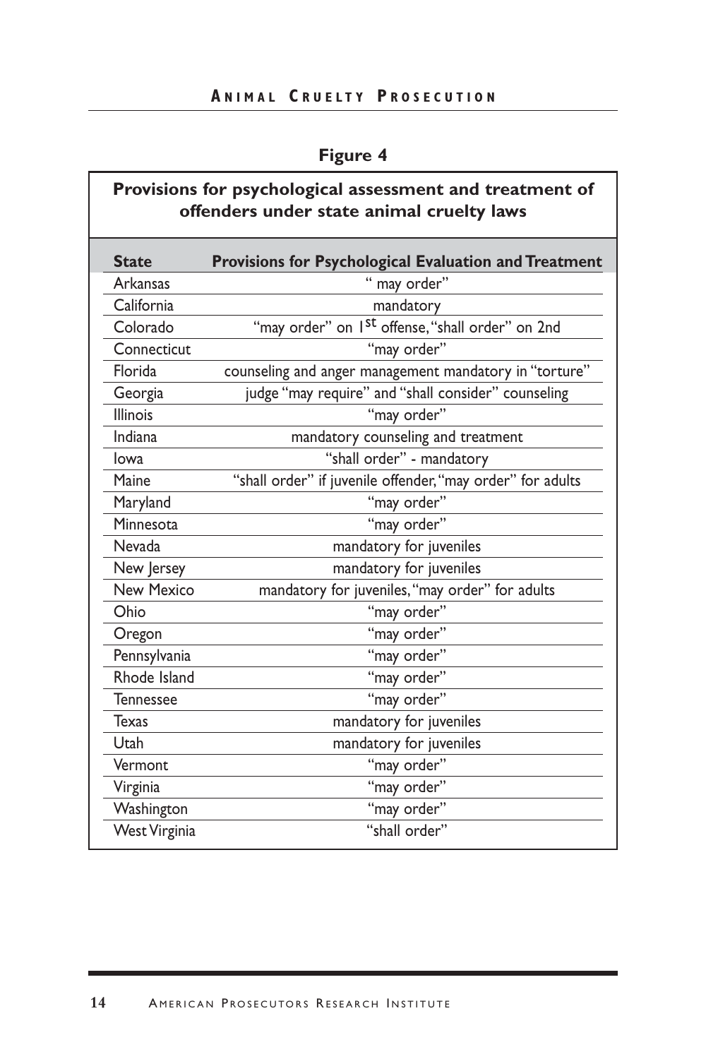**Figure 4**

**Provisions for psychological assessment and treatment of offenders under state animal cruelty laws**

| State | Provisions for Psychological Evaluation and Treatment |
|---|---|
| Arkansas | " may order" |
| California | mandatory |
| Colorado | "may order" on 1st offense, "shall order" on 2nd |
| Connecticut | "may order" |
| Florida | counseling and anger management mandatory in "torture" |
| Georgia | judge "may require" and "shall consider" counseling |
| Illinois | "may order" |
| Indiana | mandatory counseling and treatment |
| Iowa | "shall order" - mandatory |
| Maine | "shall order" if juvenile offender, "may order" for adults |
| Maryland | "may order" |
| Minnesota | "may order" |
| Nevada | mandatory for juveniles |
| New Jersey | mandatory for juveniles |
| New Mexico | mandatory for juveniles, "may order" for adults |
| Ohio | "may order" |
| Oregon | "may order" |
| Pennsylvania | "may order" |
| Rhode Island | "may order" |
| Tennessee | "may order" |
| Texas | mandatory for juveniles |
| Utah | mandatory for juveniles |
| Vermont | "may order" |
| Virginia | "may order" |
| Washington | "may order" |
| West Virginia | "shall order" |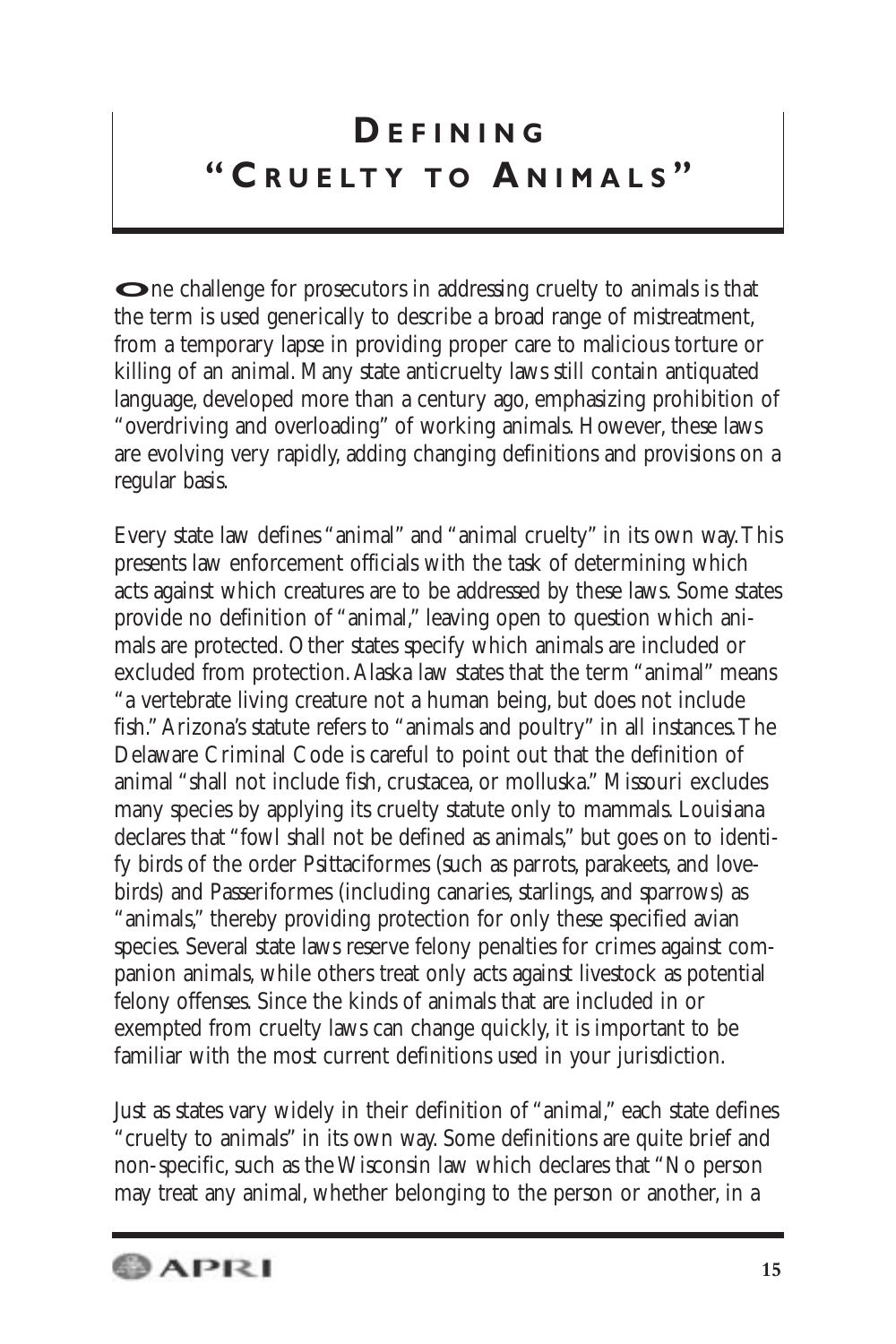# Defining "Cruelty to Animals"

One challenge for prosecutors in addressing cruelty to animals is that the term is used generically to describe a broad range of mistreatment, from a temporary lapse in providing proper care to malicious torture or killing of an animal. Many state anticruelty laws still contain antiquated language, developed more than a century ago, emphasizing prohibition of "overdriving and overloading" of working animals. However, these laws are evolving very rapidly, adding changing definitions and provisions on a regular basis.

Every state law defines "animal" and "animal cruelty" in its own way. This presents law enforcement officials with the task of determining which acts against which creatures are to be addressed by these laws. Some states provide no definition of "animal," leaving open to question which animals are protected. Other states specify which animals are included or excluded from protection. Alaska law states that the term "animal" means "a vertebrate living creature not a human being, but does not include fish." Arizona's statute refers to "animals and poultry" in all instances. The Delaware Criminal Code is careful to point out that the definition of animal "shall not include fish, crustacea, or molluska." Missouri excludes many species by applying its cruelty statute only to mammals. Louisiana declares that "fowl shall not be defined as animals," but goes on to identify birds of the order Psittaciformes (such as parrots, parakeets, and lovebirds) and Passeriformes (including canaries, starlings, and sparrows) as "animals," thereby providing protection for only these specified avian species. Several state laws reserve felony penalties for crimes against companion animals, while others treat only acts against livestock as potential felony offenses. Since the kinds of animals that are included in or exempted from cruelty laws can change quickly, it is important to be familiar with the most current definitions used in your jurisdiction.

Just as states vary widely in their definition of "animal," each state defines "cruelty to animals" in its own way. Some definitions are quite brief and non-specific, such as the Wisconsin law which declares that "No person may treat any animal, whether belonging to the person or another, in a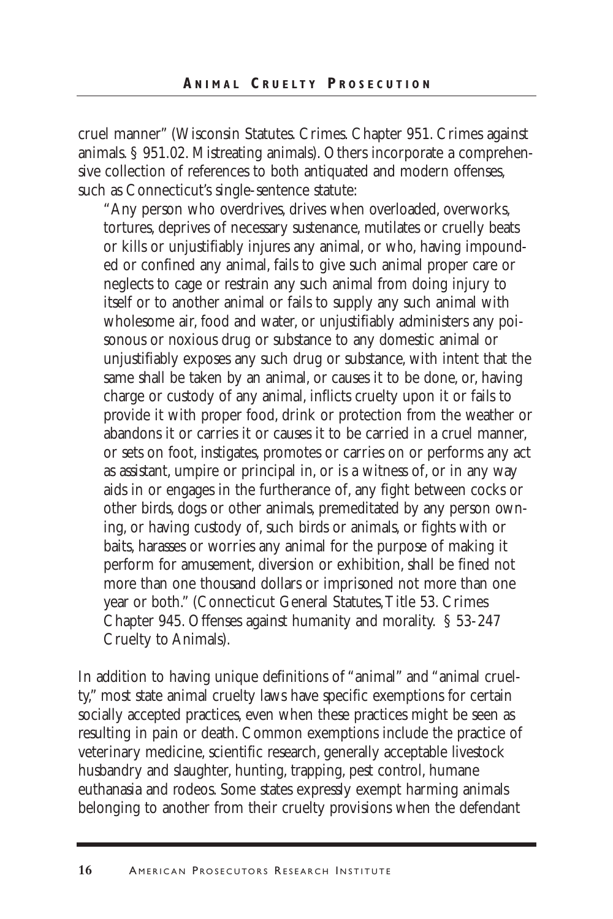cruel manner" (Wisconsin Statutes. Crimes. Chapter 951. Crimes against animals. § 951.02. Mistreating animals). Others incorporate a comprehensive collection of references to both antiquated and modern offenses, such as Connecticut's single-sentence statute:

> "Any person who overdrives, drives when overloaded, overworks, tortures, deprives of necessary sustenance, mutilates or cruelly beats or kills or unjustifiably injures any animal, or who, having impounded or confined any animal, fails to give such animal proper care or neglects to cage or restrain any such animal from doing injury to itself or to another animal or fails to supply any such animal with wholesome air, food and water, or unjustifiably administers any poisonous or noxious drug or substance to any domestic animal or unjustifiably exposes any such drug or substance, with intent that the same shall be taken by an animal, or causes it to be done, or, having charge or custody of any animal, inflicts cruelty upon it or fails to provide it with proper food, drink or protection from the weather or abandons it or carries it or causes it to be carried in a cruel manner, or sets on foot, instigates, promotes or carries on or performs any act as assistant, umpire or principal in, or is a witness of, or in any way aids in or engages in the furtherance of, any fight between cocks or other birds, dogs or other animals, premeditated by any person owning, or having custody of, such birds or animals, or fights with or baits, harasses or worries any animal for the purpose of making it perform for amusement, diversion or exhibition, shall be fined not more than one thousand dollars or imprisoned not more than one year or both." (Connecticut General Statutes, Title 53. Crimes Chapter 945. Offenses against humanity and morality. § 53-247 Cruelty to Animals).

In addition to having unique definitions of "animal" and "animal cruelty," most state animal cruelty laws have specific exemptions for certain socially accepted practices, even when these practices might be seen as resulting in pain or death. Common exemptions include the practice of veterinary medicine, scientific research, generally acceptable livestock husbandry and slaughter, hunting, trapping, pest control, humane euthanasia and rodeos. Some states expressly exempt harming animals belonging to another from their cruelty provisions when the defendant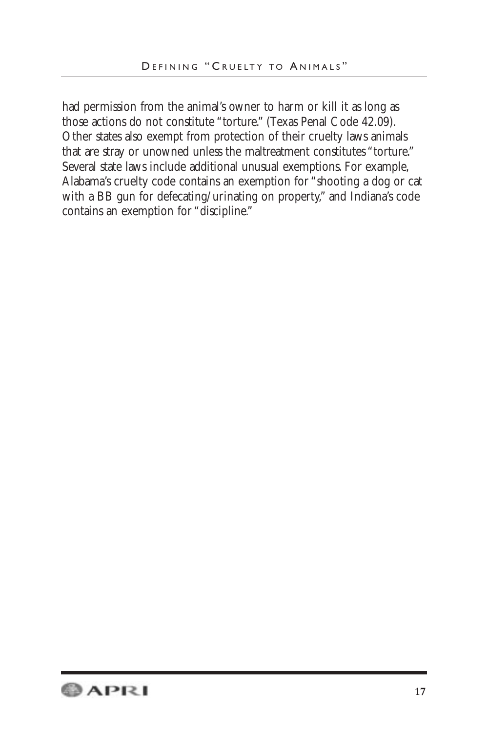had permission from the animal's owner to harm or kill it as long as those actions do not constitute "torture." (Texas Penal Code 42.09). Other states also exempt from protection of their cruelty laws animals that are stray or unowned unless the maltreatment constitutes "torture." Several state laws include additional unusual exemptions. For example, Alabama's cruelty code contains an exemption for "shooting a dog or cat with a BB gun for defecating/urinating on property," and Indiana's code contains an exemption for "discipline."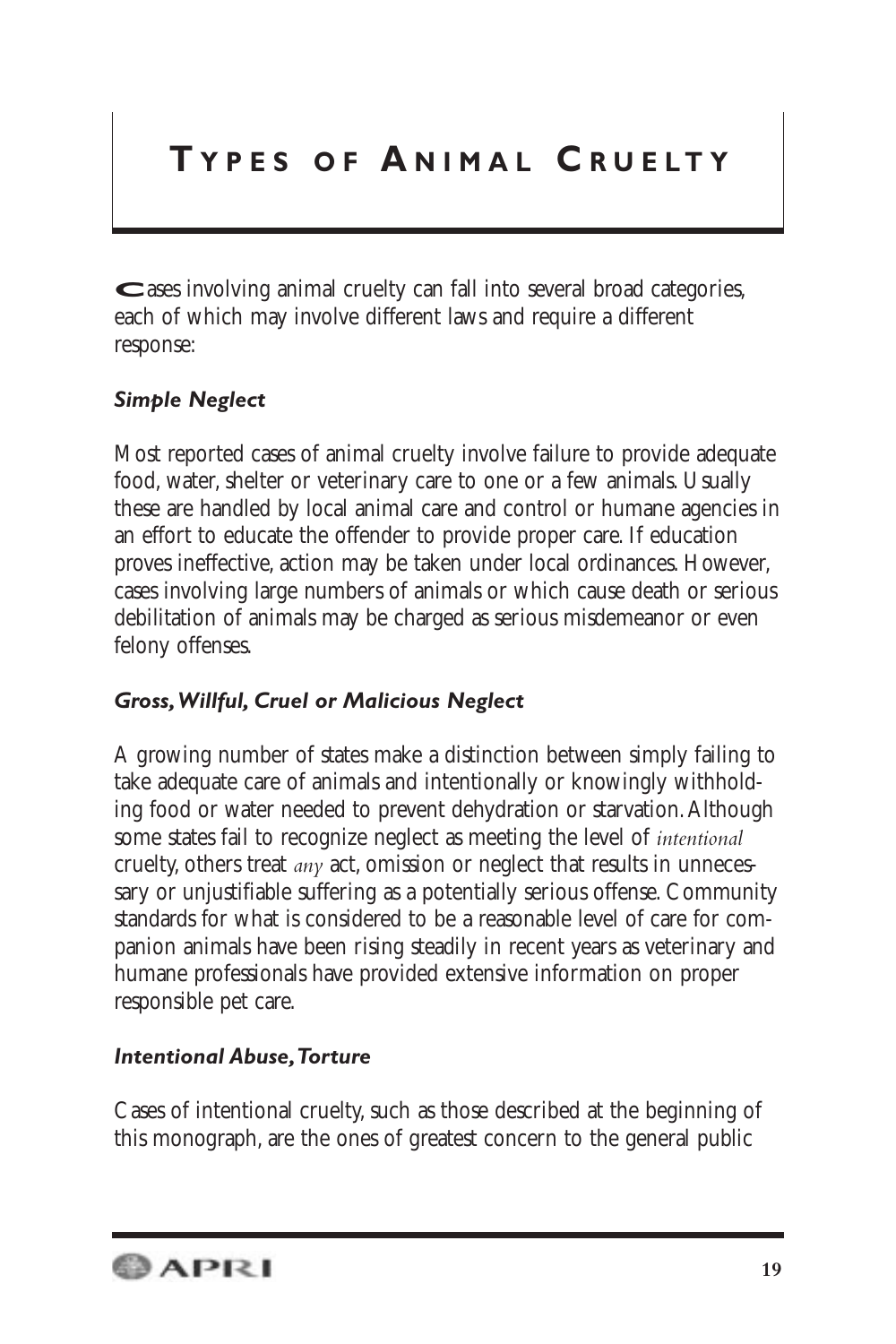# Types of Animal Cruelty

Cases involving animal cruelty can fall into several broad categories, each of which may involve different laws and require a different response:

### *Simple Neglect*

Most reported cases of animal cruelty involve failure to provide adequate food, water, shelter or veterinary care to one or a few animals. Usually these are handled by local animal care and control or humane agencies in an effort to educate the offender to provide proper care. If education proves ineffective, action may be taken under local ordinances. However, cases involving large numbers of animals or which cause death or serious debilitation of animals may be charged as serious misdemeanor or even felony offenses.

### *Gross, Willful, Cruel or Malicious Neglect*

A growing number of states make a distinction between simply failing to take adequate care of animals and intentionally or knowingly withholding food or water needed to prevent dehydration or starvation. Although some states fail to recognize neglect as meeting the level of *intentional* cruelty, others treat *any* act, omission or neglect that results in unnecessary or unjustifiable suffering as a potentially serious offense. Community standards for what is considered to be a reasonable level of care for companion animals have been rising steadily in recent years as veterinary and humane professionals have provided extensive information on proper responsible pet care.

### *Intentional Abuse, Torture*

Cases of intentional cruelty, such as those described at the beginning of this monograph, are the ones of greatest concern to the general public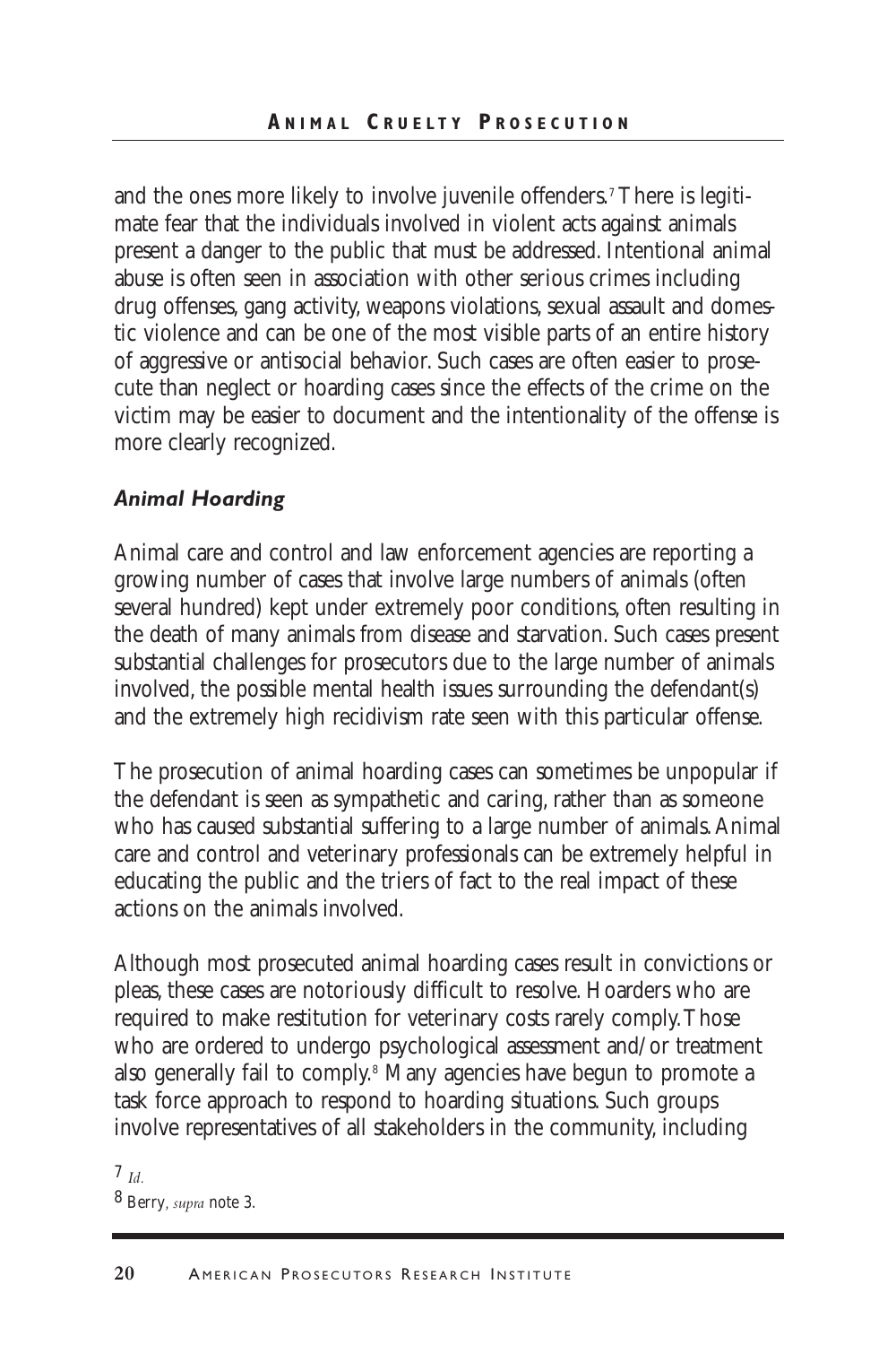and the ones more likely to involve juvenile offenders.[7] There is legitimate fear that the individuals involved in violent acts against animals present a danger to the public that must be addressed. Intentional animal abuse is often seen in association with other serious crimes including drug offenses, gang activity, weapons violations, sexual assault and domestic violence and can be one of the most visible parts of an entire history of aggressive or antisocial behavior. Such cases are often easier to prosecute than neglect or hoarding cases since the effects of the crime on the victim may be easier to document and the intentionality of the offense is more clearly recognized.

### *Animal Hoarding*

Animal care and control and law enforcement agencies are reporting a growing number of cases that involve large numbers of animals (often several hundred) kept under extremely poor conditions, often resulting in the death of many animals from disease and starvation. Such cases present substantial challenges for prosecutors due to the large number of animals involved, the possible mental health issues surrounding the defendant(s) and the extremely high recidivism rate seen with this particular offense.

The prosecution of animal hoarding cases can sometimes be unpopular if the defendant is seen as sympathetic and caring, rather than as someone who has caused substantial suffering to a large number of animals. Animal care and control and veterinary professionals can be extremely helpful in educating the public and the triers of fact to the real impact of these actions on the animals involved.

Although most prosecuted animal hoarding cases result in convictions or pleas, these cases are notoriously difficult to resolve. Hoarders who are required to make restitution for veterinary costs rarely comply. Those who are ordered to undergo psychological assessment and/or treatment also generally fail to comply.[8] Many agencies have begun to promote a task force approach to respond to hoarding situations. Such groups involve representatives of all stakeholders in the community, including

7 *Id.*

8 Berry, *supra* note 3.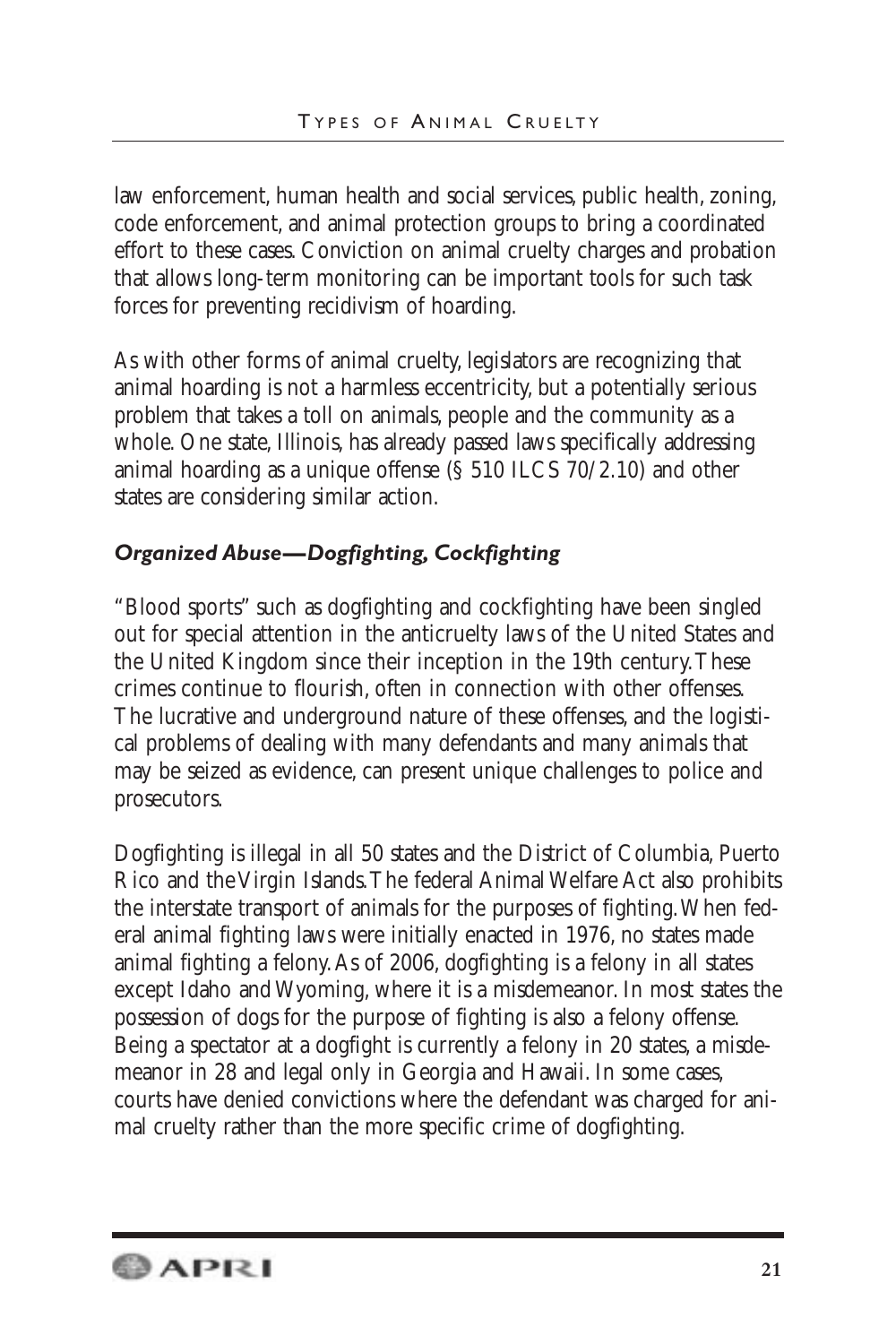law enforcement, human health and social services, public health, zoning, code enforcement, and animal protection groups to bring a coordinated effort to these cases. Conviction on animal cruelty charges and probation that allows long-term monitoring can be important tools for such task forces for preventing recidivism of hoarding.

As with other forms of animal cruelty, legislators are recognizing that animal hoarding is not a harmless eccentricity, but a potentially serious problem that takes a toll on animals, people and the community as a whole. One state, Illinois, has already passed laws specifically addressing animal hoarding as a unique offense (§ 510 ILCS 70/2.10) and other states are considering similar action.

### *Organized Abuse—Dogfighting, Cockfighting*

"Blood sports" such as dogfighting and cockfighting have been singled out for special attention in the anticruelty laws of the United States and the United Kingdom since their inception in the 19th century. These crimes continue to flourish, often in connection with other offenses. The lucrative and underground nature of these offenses, and the logistical problems of dealing with many defendants and many animals that may be seized as evidence, can present unique challenges to police and prosecutors.

Dogfighting is illegal in all 50 states and the District of Columbia, Puerto Rico and the Virgin Islands. The federal Animal Welfare Act also prohibits the interstate transport of animals for the purposes of fighting. When federal animal fighting laws were initially enacted in 1976, no states made animal fighting a felony. As of 2006, dogfighting is a felony in all states except Idaho and Wyoming, where it is a misdemeanor. In most states the possession of dogs for the purpose of fighting is also a felony offense. Being a spectator at a dogfight is currently a felony in 20 states, a misdemeanor in 28 and legal only in Georgia and Hawaii. In some cases, courts have denied convictions where the defendant was charged for animal cruelty rather than the more specific crime of dogfighting.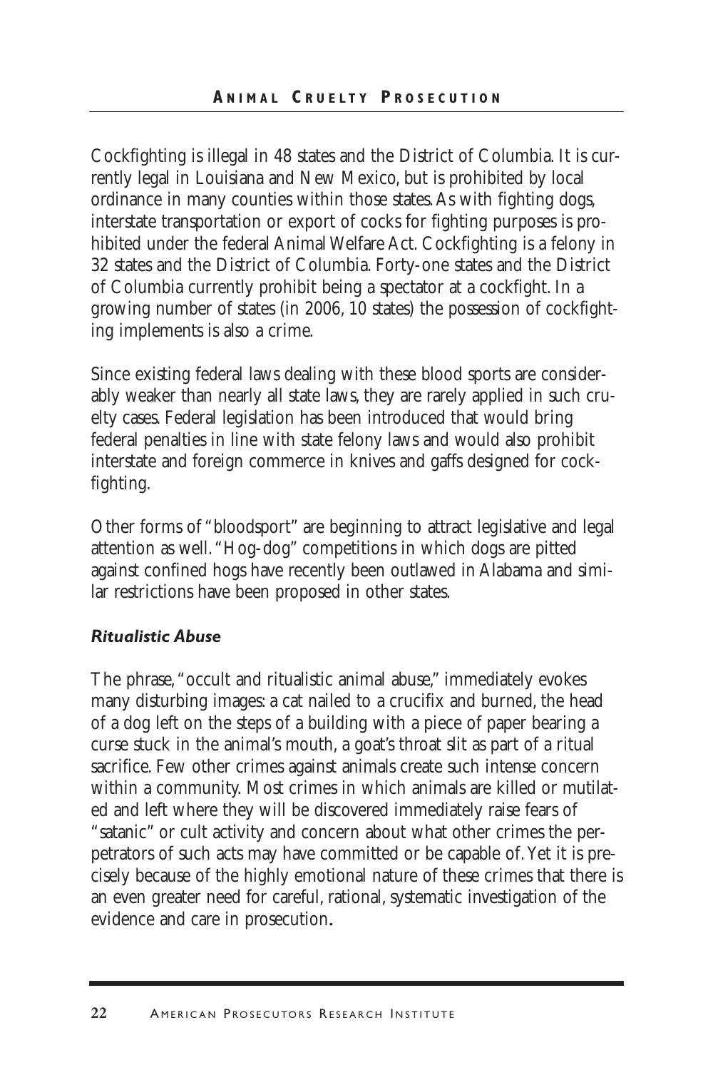Cockfighting is illegal in 48 states and the District of Columbia. It is currently legal in Louisiana and New Mexico, but is prohibited by local ordinance in many counties within those states. As with fighting dogs, interstate transportation or export of cocks for fighting purposes is prohibited under the federal Animal Welfare Act. Cockfighting is a felony in 32 states and the District of Columbia. Forty-one states and the District of Columbia currently prohibit being a spectator at a cockfight. In a growing number of states (in 2006, 10 states) the possession of cockfighting implements is also a crime.

Since existing federal laws dealing with these blood sports are considerably weaker than nearly all state laws, they are rarely applied in such cruelty cases. Federal legislation has been introduced that would bring federal penalties in line with state felony laws and would also prohibit interstate and foreign commerce in knives and gaffs designed for cockfighting.

Other forms of "bloodsport" are beginning to attract legislative and legal attention as well. "Hog-dog" competitions in which dogs are pitted against confined hogs have recently been outlawed in Alabama and similar restrictions have been proposed in other states.

### *Ritualistic Abuse*

The phrase, "occult and ritualistic animal abuse," immediately evokes many disturbing images: a cat nailed to a crucifix and burned, the head of a dog left on the steps of a building with a piece of paper bearing a curse stuck in the animal's mouth, a goat's throat slit as part of a ritual sacrifice. Few other crimes against animals create such intense concern within a community. Most crimes in which animals are killed or mutilated and left where they will be discovered immediately raise fears of "satanic" or cult activity and concern about what other crimes the perpetrators of such acts may have committed or be capable of. Yet it is precisely because of the highly emotional nature of these crimes that there is an even greater need for careful, rational, systematic investigation of the evidence and care in prosecution.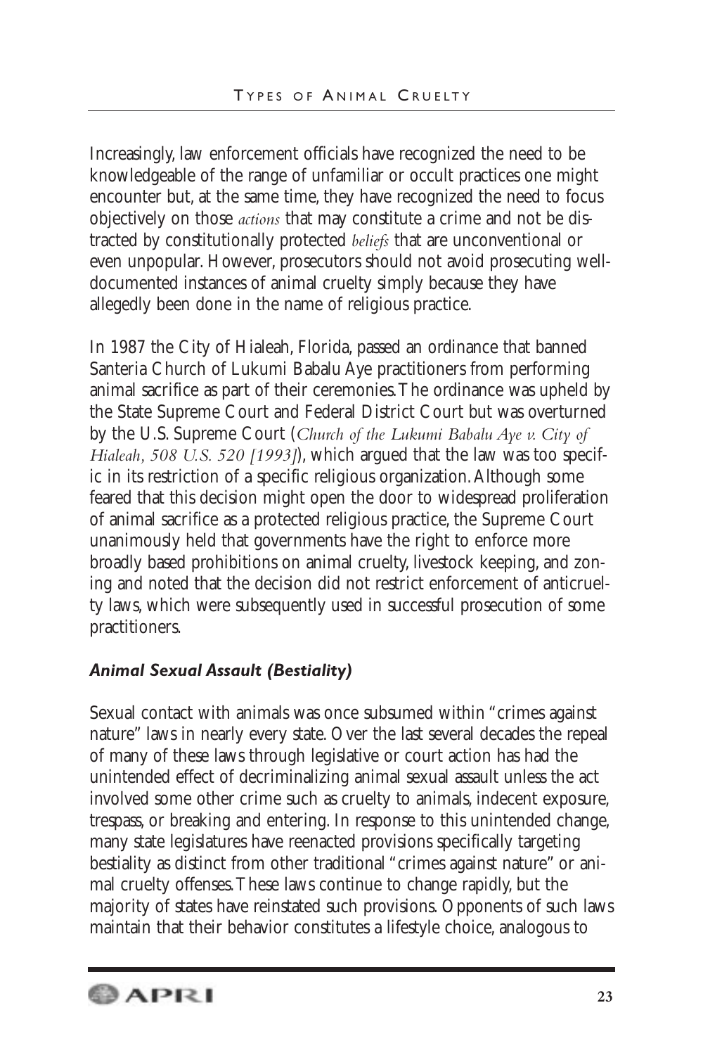Increasingly, law enforcement officials have recognized the need to be knowledgeable of the range of unfamiliar or occult practices one might encounter but, at the same time, they have recognized the need to focus objectively on those *actions* that may constitute a crime and not be distracted by constitutionally protected *beliefs* that are unconventional or even unpopular. However, prosecutors should not avoid prosecuting well-documented instances of animal cruelty simply because they have allegedly been done in the name of religious practice.

In 1987 the City of Hialeah, Florida, passed an ordinance that banned Santeria Church of Lukumi Babalu Aye practitioners from performing animal sacrifice as part of their ceremonies. The ordinance was upheld by the State Supreme Court and Federal District Court but was overturned by the U.S. Supreme Court (*Church of the Lukumi Babalu Aye v. City of Hialeah, 508 U.S. 520 [1993]*), which argued that the law was too specific in its restriction of a specific religious organization. Although some feared that this decision might open the door to widespread proliferation of animal sacrifice as a protected religious practice, the Supreme Court unanimously held that governments have the right to enforce more broadly based prohibitions on animal cruelty, livestock keeping, and zoning and noted that the decision did not restrict enforcement of anticruelty laws, which were subsequently used in successful prosecution of some practitioners.

### *Animal Sexual Assault (Bestiality)*

Sexual contact with animals was once subsumed within "crimes against nature" laws in nearly every state. Over the last several decades the repeal of many of these laws through legislative or court action has had the unintended effect of decriminalizing animal sexual assault unless the act involved some other crime such as cruelty to animals, indecent exposure, trespass, or breaking and entering. In response to this unintended change, many state legislatures have reenacted provisions specifically targeting bestiality as distinct from other traditional "crimes against nature" or animal cruelty offenses. These laws continue to change rapidly, but the majority of states have reinstated such provisions. Opponents of such laws maintain that their behavior constitutes a lifestyle choice, analogous to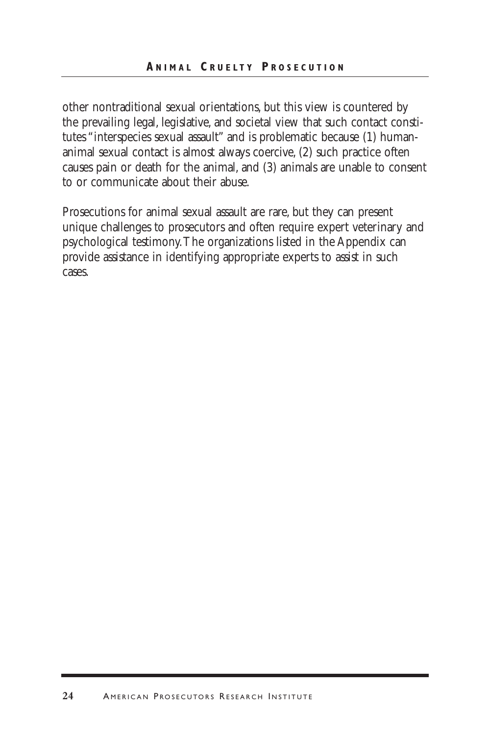other nontraditional sexual orientations, but this view is countered by the prevailing legal, legislative, and societal view that such contact constitutes "interspecies sexual assault" and is problematic because (1) human-animal sexual contact is almost always coercive, (2) such practice often causes pain or death for the animal, and (3) animals are unable to consent to or communicate about their abuse.

Prosecutions for animal sexual assault are rare, but they can present unique challenges to prosecutors and often require expert veterinary and psychological testimony. The organizations listed in the Appendix can provide assistance in identifying appropriate experts to assist in such cases.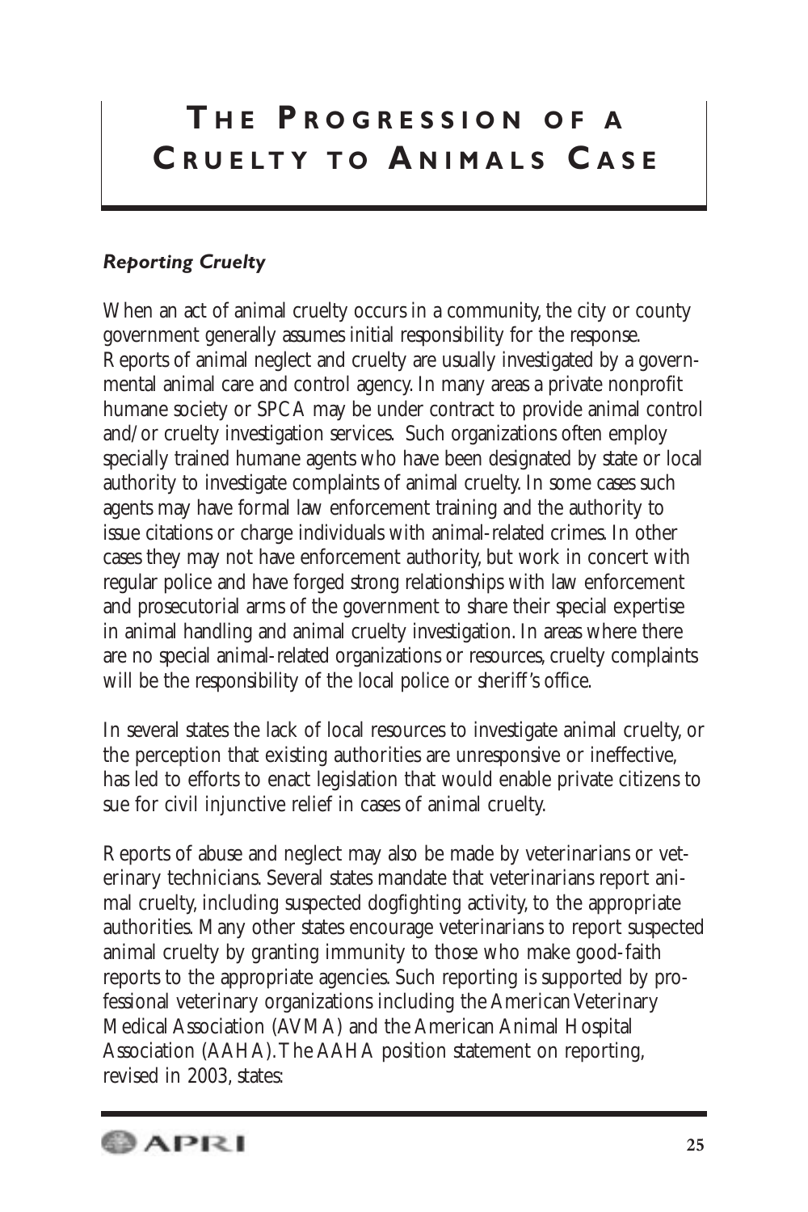# The Progression of a Cruelty to Animals Case

### *Reporting Cruelty*

When an act of animal cruelty occurs in a community, the city or county government generally assumes initial responsibility for the response. Reports of animal neglect and cruelty are usually investigated by a governmental animal care and control agency. In many areas a private nonprofit humane society or SPCA may be under contract to provide animal control and/or cruelty investigation services. Such organizations often employ specially trained humane agents who have been designated by state or local authority to investigate complaints of animal cruelty. In some cases such agents may have formal law enforcement training and the authority to issue citations or charge individuals with animal-related crimes. In other cases they may not have enforcement authority, but work in concert with regular police and have forged strong relationships with law enforcement and prosecutorial arms of the government to share their special expertise in animal handling and animal cruelty investigation. In areas where there are no special animal-related organizations or resources, cruelty complaints will be the responsibility of the local police or sheriff's office.

In several states the lack of local resources to investigate animal cruelty, or the perception that existing authorities are unresponsive or ineffective, has led to efforts to enact legislation that would enable private citizens to sue for civil injunctive relief in cases of animal cruelty.

Reports of abuse and neglect may also be made by veterinarians or veterinary technicians. Several states mandate that veterinarians report animal cruelty, including suspected dogfighting activity, to the appropriate authorities. Many other states encourage veterinarians to report suspected animal cruelty by granting immunity to those who make good-faith reports to the appropriate agencies. Such reporting is supported by professional veterinary organizations including the American Veterinary Medical Association (AVMA) and the American Animal Hospital Association (AAHA). The AAHA position statement on reporting, revised in 2003, states: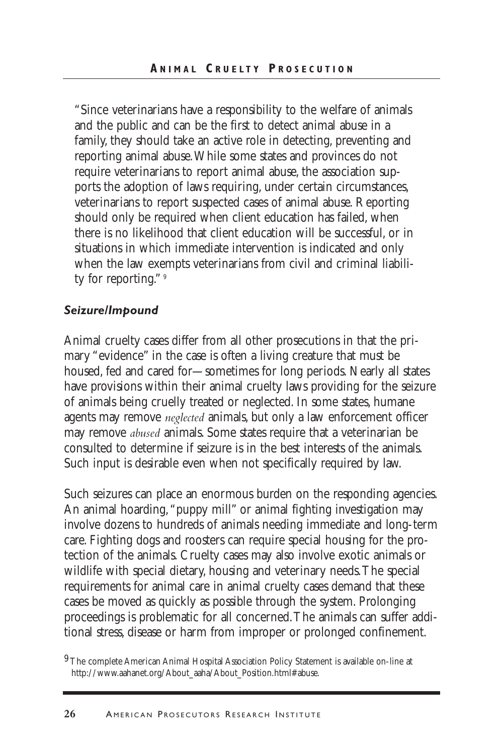"Since veterinarians have a responsibility to the welfare of animals and the public and can be the first to detect animal abuse in a family, they should take an active role in detecting, preventing and reporting animal abuse. While some states and provinces do not require veterinarians to report animal abuse, the association supports the adoption of laws requiring, under certain circumstances, veterinarians to report suspected cases of animal abuse. Reporting should only be required when client education has failed, when there is no likelihood that client education will be successful, or in situations in which immediate intervention is indicated and only when the law exempts veterinarians from civil and criminal liability for reporting." [9]

### *Seizure/Impound*

Animal cruelty cases differ from all other prosecutions in that the primary "evidence" in the case is often a living creature that must be housed, fed and cared for—sometimes for long periods. Nearly all states have provisions within their animal cruelty laws providing for the seizure of animals being cruelly treated or neglected. In some states, humane agents may remove *neglected* animals, but only a law enforcement officer may remove *abused* animals. Some states require that a veterinarian be consulted to determine if seizure is in the best interests of the animals. Such input is desirable even when not specifically required by law.

Such seizures can place an enormous burden on the responding agencies. An animal hoarding, "puppy mill" or animal fighting investigation may involve dozens to hundreds of animals needing immediate and long-term care. Fighting dogs and roosters can require special housing for the protection of the animals. Cruelty cases may also involve exotic animals or wildlife with special dietary, housing and veterinary needs. The special requirements for animal care in animal cruelty cases demand that these cases be moved as quickly as possible through the system. Prolonging proceedings is problematic for all concerned. The animals can suffer additional stress, disease or harm from improper or prolonged confinement.

[9] The complete American Animal Hospital Association Policy Statement is available on-line at http://www.aahanet.org/About_aaha/About_Position.html#abuse.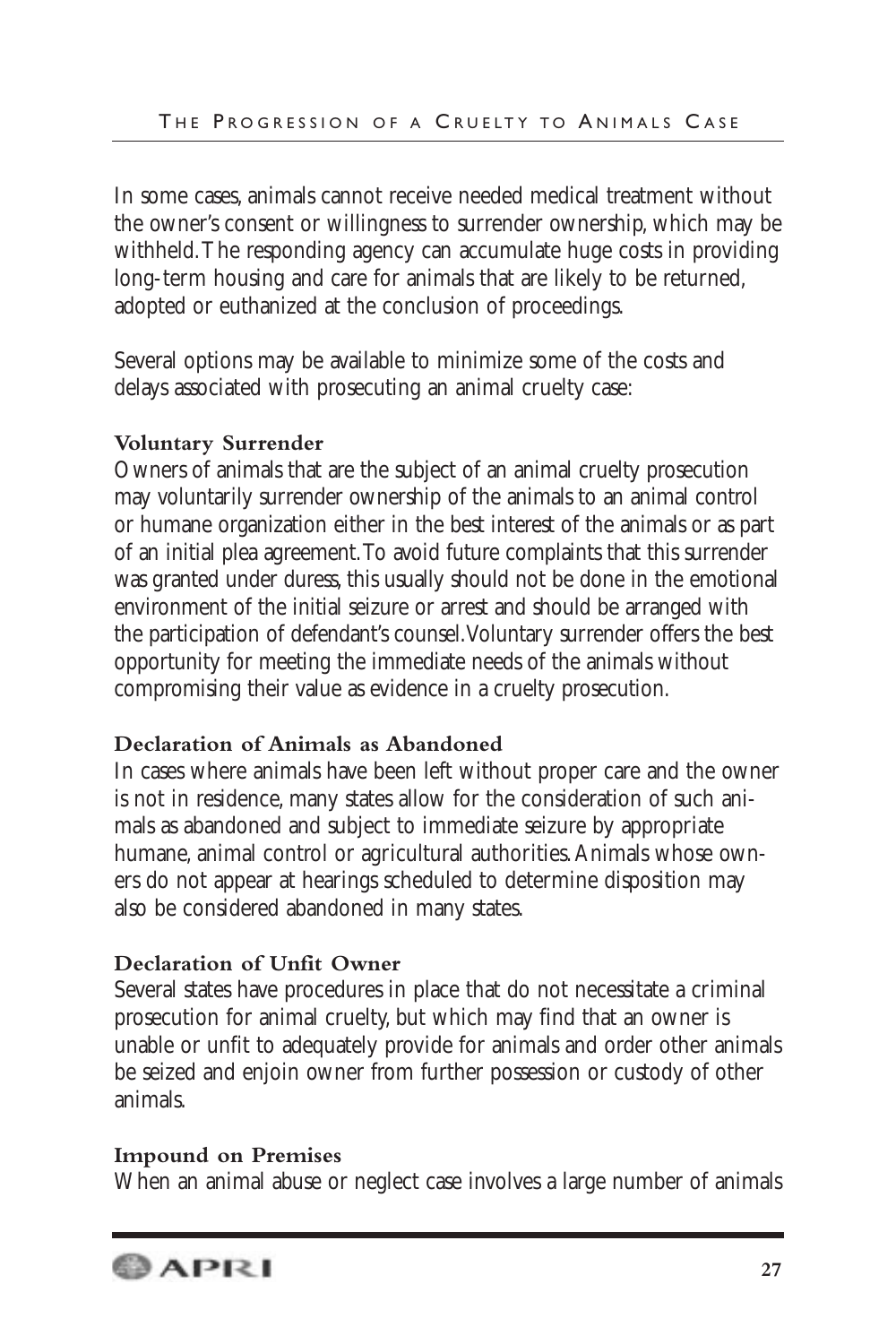In some cases, animals cannot receive needed medical treatment without the owner's consent or willingness to surrender ownership, which may be withheld. The responding agency can accumulate huge costs in providing long-term housing and care for animals that are likely to be returned, adopted or euthanized at the conclusion of proceedings.

Several options may be available to minimize some of the costs and delays associated with prosecuting an animal cruelty case:

**Voluntary Surrender**

Owners of animals that are the subject of an animal cruelty prosecution may voluntarily surrender ownership of the animals to an animal control or humane organization either in the best interest of the animals or as part of an initial plea agreement. To avoid future complaints that this surrender was granted under duress, this usually should not be done in the emotional environment of the initial seizure or arrest and should be arranged with the participation of defendant's counsel. Voluntary surrender offers the best opportunity for meeting the immediate needs of the animals without compromising their value as evidence in a cruelty prosecution.

**Declaration of Animals as Abandoned**

In cases where animals have been left without proper care and the owner is not in residence, many states allow for the consideration of such animals as abandoned and subject to immediate seizure by appropriate humane, animal control or agricultural authorities. Animals whose owners do not appear at hearings scheduled to determine disposition may also be considered abandoned in many states.

**Declaration of Unfit Owner**

Several states have procedures in place that do not necessitate a criminal prosecution for animal cruelty, but which may find that an owner is unable or unfit to adequately provide for animals and order other animals be seized and enjoin owner from further possession or custody of other animals.

**Impound on Premises**

When an animal abuse or neglect case involves a large number of animals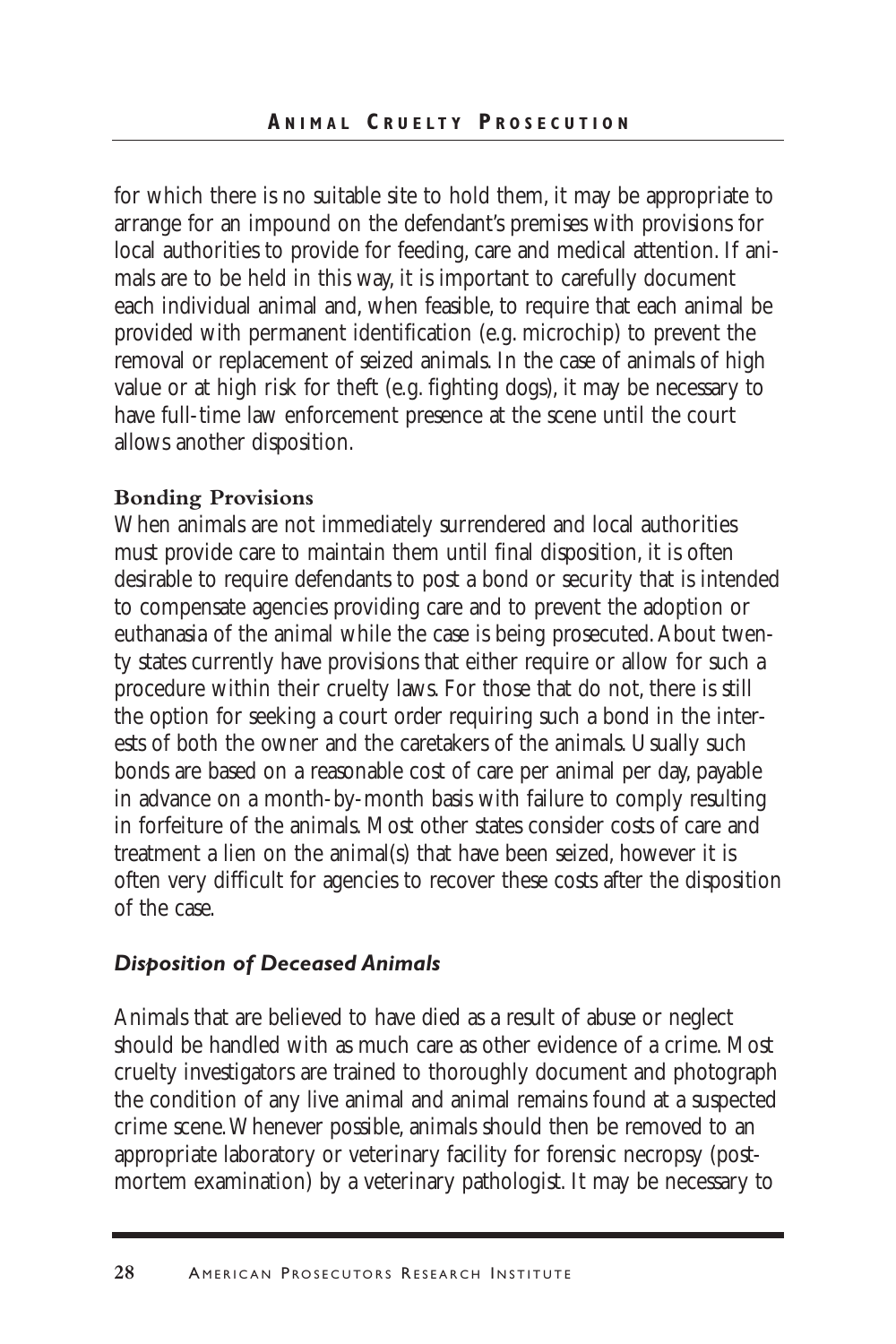for which there is no suitable site to hold them, it may be appropriate to arrange for an impound on the defendant's premises with provisions for local authorities to provide for feeding, care and medical attention. If animals are to be held in this way, it is important to carefully document each individual animal and, when feasible, to require that each animal be provided with permanent identification (e.g. microchip) to prevent the removal or replacement of seized animals. In the case of animals of high value or at high risk for theft (e.g. fighting dogs), it may be necessary to have full-time law enforcement presence at the scene until the court allows another disposition.

**Bonding Provisions**

When animals are not immediately surrendered and local authorities must provide care to maintain them until final disposition, it is often desirable to require defendants to post a bond or security that is intended to compensate agencies providing care and to prevent the adoption or euthanasia of the animal while the case is being prosecuted. About twenty states currently have provisions that either require or allow for such a procedure within their cruelty laws. For those that do not, there is still the option for seeking a court order requiring such a bond in the interests of both the owner and the caretakers of the animals. Usually such bonds are based on a reasonable cost of care per animal per day, payable in advance on a month-by-month basis with failure to comply resulting in forfeiture of the animals. Most other states consider costs of care and treatment a lien on the animal(s) that have been seized, however it is often very difficult for agencies to recover these costs after the disposition of the case.

### *Disposition of Deceased Animals*

Animals that are believed to have died as a result of abuse or neglect should be handled with as much care as other evidence of a crime. Most cruelty investigators are trained to thoroughly document and photograph the condition of any live animal and animal remains found at a suspected crime scene. Whenever possible, animals should then be removed to an appropriate laboratory or veterinary facility for forensic necropsy (post-mortem examination) by a veterinary pathologist. It may be necessary to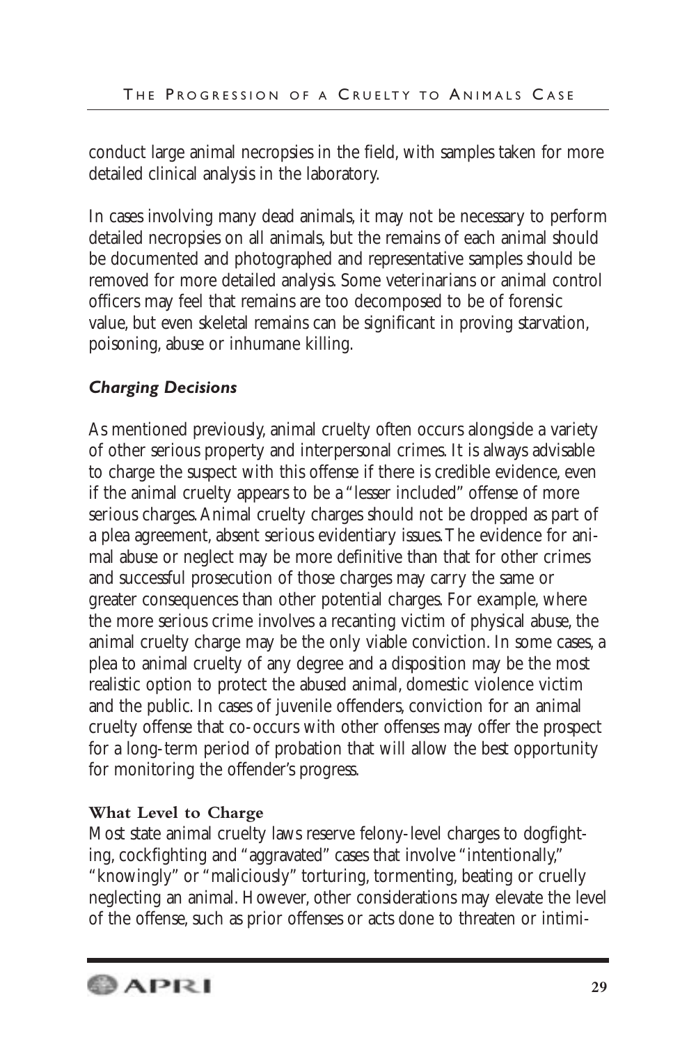conduct large animal necropsies in the field, with samples taken for more detailed clinical analysis in the laboratory.

In cases involving many dead animals, it may not be necessary to perform detailed necropsies on all animals, but the remains of each animal should be documented and photographed and representative samples should be removed for more detailed analysis. Some veterinarians or animal control officers may feel that remains are too decomposed to be of forensic value, but even skeletal remains can be significant in proving starvation, poisoning, abuse or inhumane killing.

### *Charging Decisions*

As mentioned previously, animal cruelty often occurs alongside a variety of other serious property and interpersonal crimes. It is always advisable to charge the suspect with this offense if there is credible evidence, even if the animal cruelty appears to be a "lesser included" offense of more serious charges. Animal cruelty charges should not be dropped as part of a plea agreement, absent serious evidentiary issues. The evidence for animal abuse or neglect may be more definitive than that for other crimes and successful prosecution of those charges may carry the same or greater consequences than other potential charges. For example, where the more serious crime involves a recanting victim of physical abuse, the animal cruelty charge may be the only viable conviction. In some cases, a plea to animal cruelty of any degree and a disposition may be the most realistic option to protect the abused animal, domestic violence victim and the public. In cases of juvenile offenders, conviction for an animal cruelty offense that co-occurs with other offenses may offer the prospect for a long-term period of probation that will allow the best opportunity for monitoring the offender's progress.

#### What Level to Charge

Most state animal cruelty laws reserve felony-level charges to dogfighting, cockfighting and "aggravated" cases that involve "intentionally," "knowingly" or "maliciously" torturing, tormenting, beating or cruelly neglecting an animal. However, other considerations may elevate the level of the offense, such as prior offenses or acts done to threaten or intimi-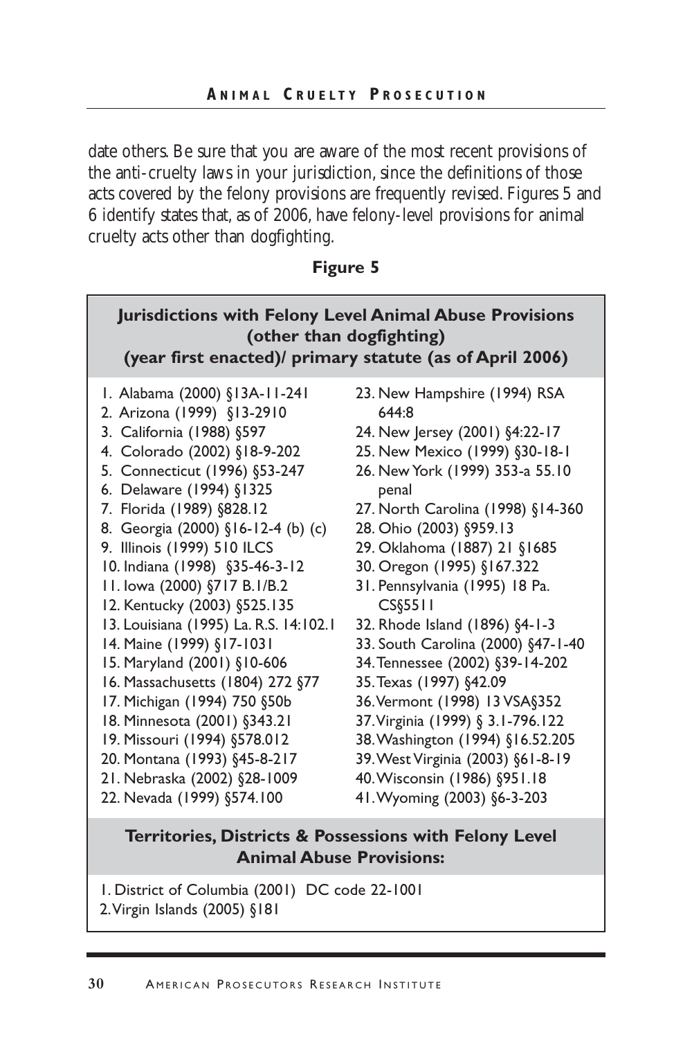date others. Be sure that you are aware of the most recent provisions of the anti-cruelty laws in your jurisdiction, since the definitions of those acts covered by the felony provisions are frequently revised. Figures 5 and 6 identify states that, as of 2006, have felony-level provisions for animal cruelty acts other than dogfighting.

**Figure 5**

### Jurisdictions with Felony Level Animal Abuse Provisions (other than dogfighting) (year first enacted)/ primary statute (as of April 2006)

1. Alabama (2000) §13A-11-241
2. Arizona (1999) §13-2910
3. California (1988) §597
4. Colorado (2002) §18-9-202
5. Connecticut (1996) §53-247
6. Delaware (1994) §1325
7. Florida (1989) §828.12
8. Georgia (2000) §16-12-4 (b) (c)
9. Illinois (1999) 510 ILCS
10. Indiana (1998) §35-46-3-12
11. Iowa (2000) §717 B.1/B.2
12. Kentucky (2003) §525.135
13. Louisiana (1995) La. R.S. 14:102.1
14. Maine (1999) §17-1031
15. Maryland (2001) §10-606
16. Massachusetts (1804) 272 §77
17. Michigan (1994) 750 §50b
18. Minnesota (2001) §343.21
19. Missouri (1994) §578.012
20. Montana (1993) §45-8-217
21. Nebraska (2002) §28-1009
22. Nevada (1999) §574.100
23. New Hampshire (1994) RSA 644:8
24. New Jersey (2001) §4:22-17
25. New Mexico (1999) §30-18-1
26. New York (1999) 353-a 55.10 penal
27. North Carolina (1998) §14-360
28. Ohio (2003) §959.13
29. Oklahoma (1887) 21 §1685
30. Oregon (1995) §167.322
31. Pennsylvania (1995) 18 Pa. CS§5511
32. Rhode Island (1896) §4-1-3
33. South Carolina (2000) §47-1-40
34. Tennessee (2002) §39-14-202
35. Texas (1997) §42.09
36. Vermont (1998) 13 VSA§352
37. Virginia (1999) § 3.1-796.122
38. Washington (1994) §16.52.205
39. West Virginia (2003) §61-8-19
40. Wisconsin (1986) §951.18
41. Wyoming (2003) §6-3-203

### Territories, Districts & Possessions with Felony Level Animal Abuse Provisions:

1. District of Columbia (2001) DC code 22-1001
2. Virgin Islands (2005) §181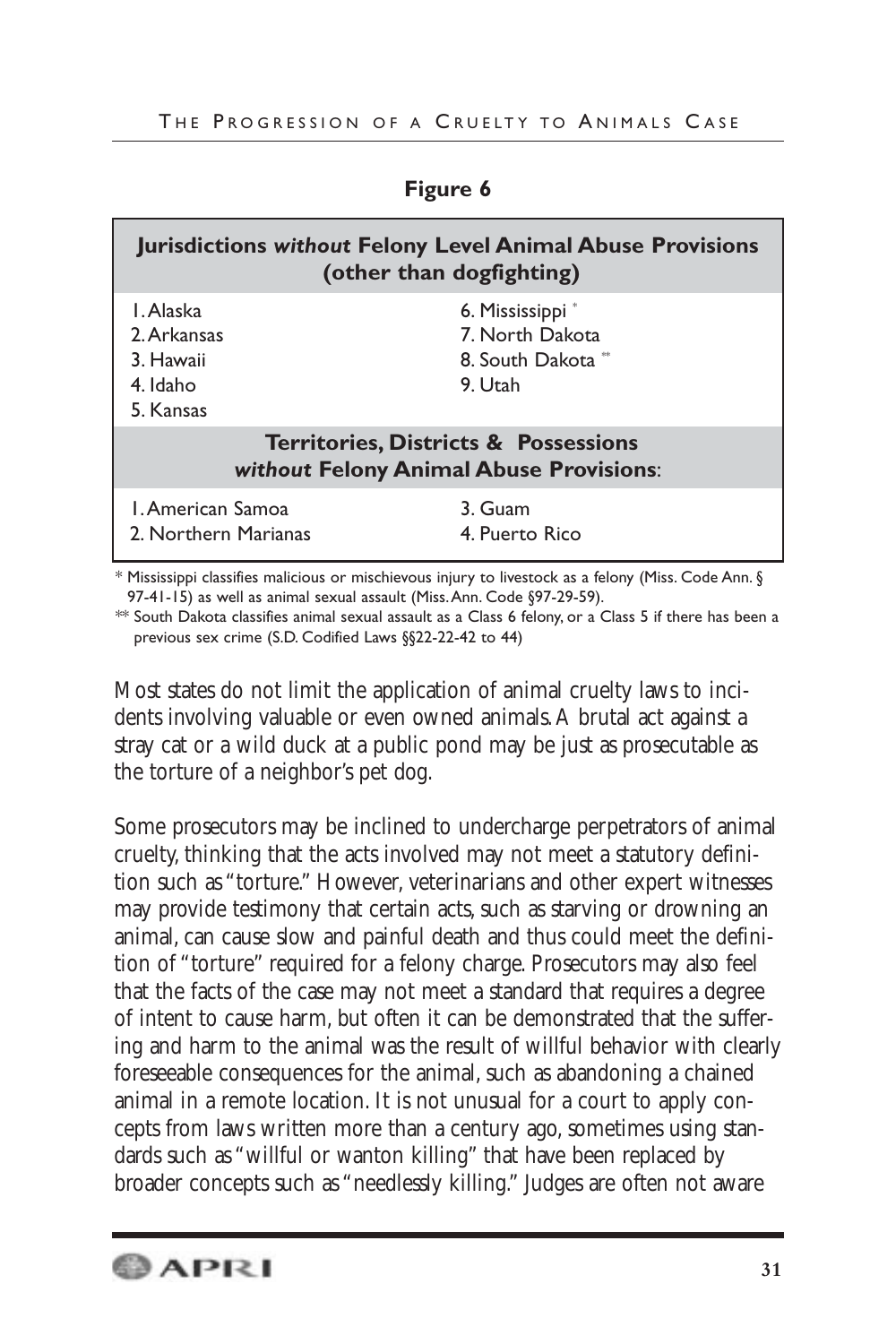**Figure 6**

| **Jurisdictions *without* Felony Level Animal Abuse Provisions (other than dogfighting)** | |
|---|---|
| 1. Alaska | 6. Mississippi * |
| 2. Arkansas | 7. North Dakota |
| 3. Hawaii | 8. South Dakota ** |
| 4. Idaho | 9. Utah |
| 5. Kansas | |
| **Territories, Districts & Possessions *without* Felony Animal Abuse Provisions**: | |
| 1. American Samoa | 3. Guam |
| 2. Northern Marianas | 4. Puerto Rico |

* Mississippi classifies malicious or mischievous injury to livestock as a felony (Miss. Code Ann. § 97-41-15) as well as animal sexual assault (Miss. Ann. Code §97-29-59).

** South Dakota classifies animal sexual assault as a Class 6 felony, or a Class 5 if there has been a previous sex crime (S.D. Codified Laws §§22-22-42 to 44)

Most states do not limit the application of animal cruelty laws to incidents involving valuable or even owned animals. A brutal act against a stray cat or a wild duck at a public pond may be just as prosecutable as the torture of a neighbor's pet dog.

Some prosecutors may be inclined to undercharge perpetrators of animal cruelty, thinking that the acts involved may not meet a statutory definition such as "torture." However, veterinarians and other expert witnesses may provide testimony that certain acts, such as starving or drowning an animal, can cause slow and painful death and thus could meet the definition of "torture" required for a felony charge. Prosecutors may also feel that the facts of the case may not meet a standard that requires a degree of intent to cause harm, but often it can be demonstrated that the suffering and harm to the animal was the result of willful behavior with clearly foreseeable consequences for the animal, such as abandoning a chained animal in a remote location. It is not unusual for a court to apply concepts from laws written more than a century ago, sometimes using standards such as "willful or wanton killing" that have been replaced by broader concepts such as "needlessly killing." Judges are often not aware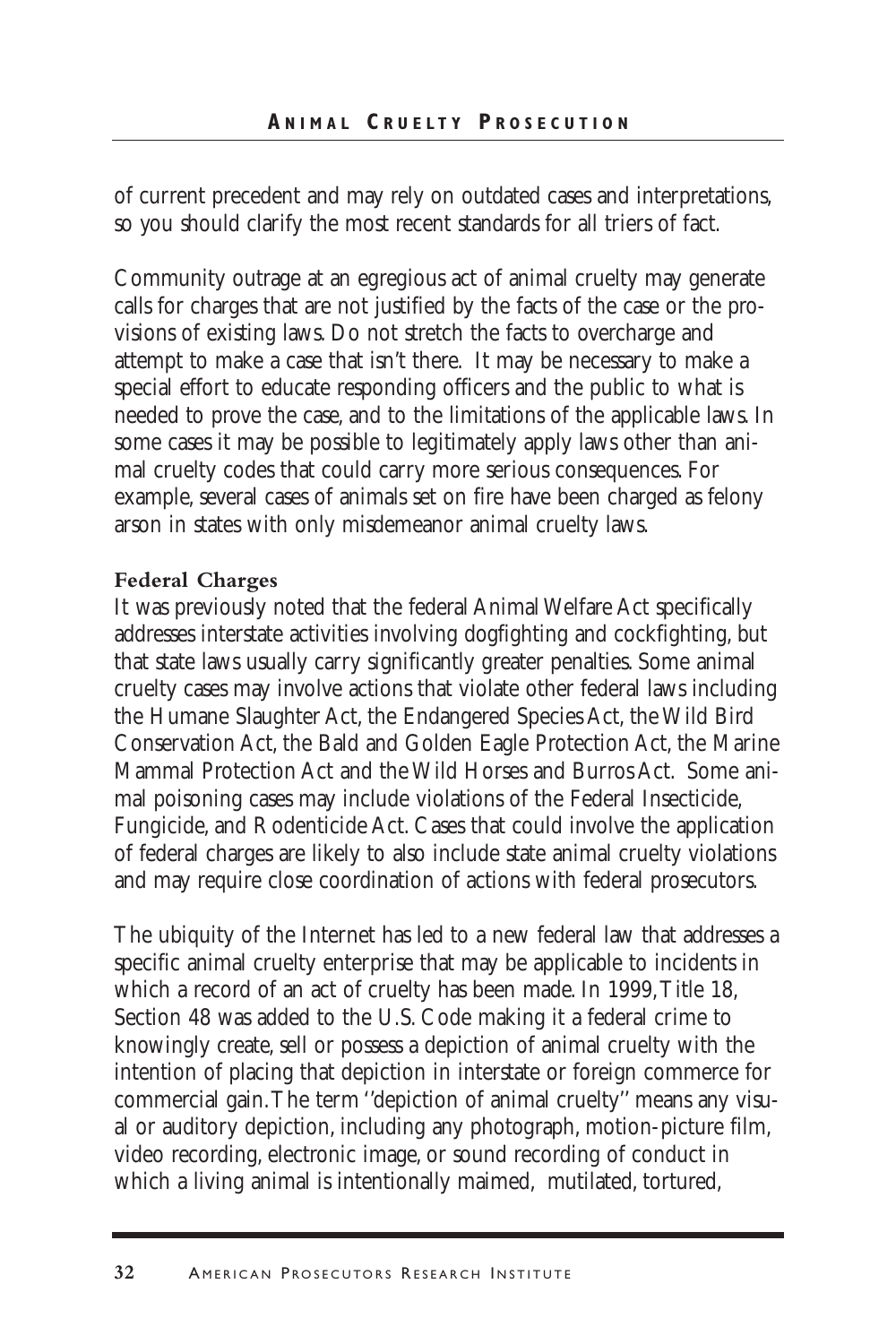of current precedent and may rely on outdated cases and interpretations, so you should clarify the most recent standards for all triers of fact.

Community outrage at an egregious act of animal cruelty may generate calls for charges that are not justified by the facts of the case or the provisions of existing laws. Do not stretch the facts to overcharge and attempt to make a case that isn't there. It may be necessary to make a special effort to educate responding officers and the public to what is needed to prove the case, and to the limitations of the applicable laws. In some cases it may be possible to legitimately apply laws other than animal cruelty codes that could carry more serious consequences. For example, several cases of animals set on fire have been charged as felony arson in states with only misdemeanor animal cruelty laws.

**Federal Charges**

It was previously noted that the federal Animal Welfare Act specifically addresses interstate activities involving dogfighting and cockfighting, but that state laws usually carry significantly greater penalties. Some animal cruelty cases may involve actions that violate other federal laws including the Humane Slaughter Act, the Endangered Species Act, the Wild Bird Conservation Act, the Bald and Golden Eagle Protection Act, the Marine Mammal Protection Act and the Wild Horses and Burros Act. Some animal poisoning cases may include violations of the Federal Insecticide, Fungicide, and Rodenticide Act. Cases that could involve the application of federal charges are likely to also include state animal cruelty violations and may require close coordination of actions with federal prosecutors.

The ubiquity of the Internet has led to a new federal law that addresses a specific animal cruelty enterprise that may be applicable to incidents in which a record of an act of cruelty has been made. In 1999, Title 18, Section 48 was added to the U.S. Code making it a federal crime to knowingly create, sell or possess a depiction of animal cruelty with the intention of placing that depiction in interstate or foreign commerce for commercial gain. The term ''depiction of animal cruelty'' means any visual or auditory depiction, including any photograph, motion-picture film, video recording, electronic image, or sound recording of conduct in which a living animal is intentionally maimed, mutilated, tortured,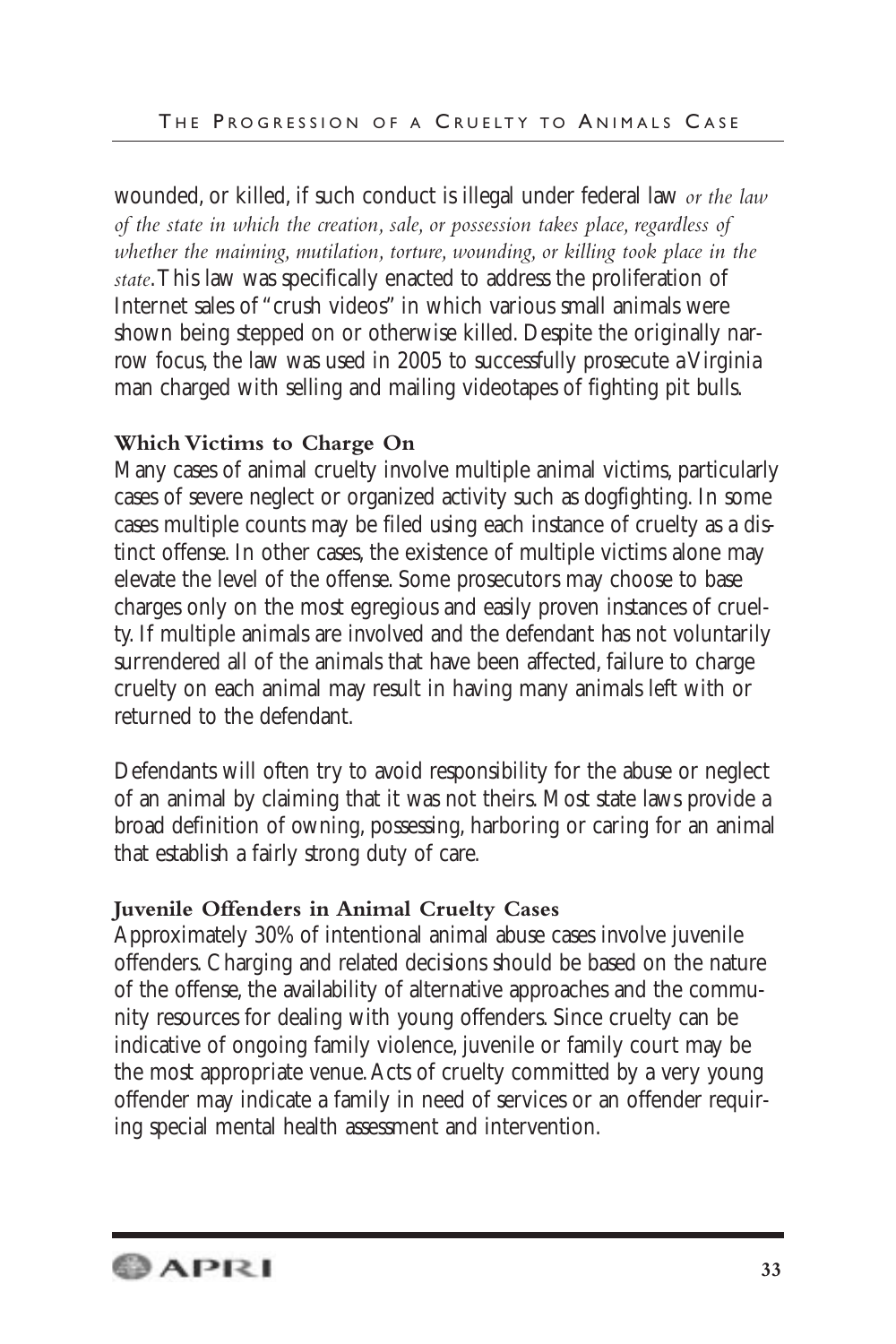wounded, or killed, if such conduct is illegal under federal law *or the law of the state in which the creation, sale, or possession takes place, regardless of whether the maiming, mutilation, torture, wounding, or killing took place in the state*. This law was specifically enacted to address the proliferation of Internet sales of "crush videos" in which various small animals were shown being stepped on or otherwise killed. Despite the originally narrow focus, the law was used in 2005 to successfully prosecute a Virginia man charged with selling and mailing videotapes of fighting pit bulls.

### Which Victims to Charge On

Many cases of animal cruelty involve multiple animal victims, particularly cases of severe neglect or organized activity such as dogfighting. In some cases multiple counts may be filed using each instance of cruelty as a distinct offense. In other cases, the existence of multiple victims alone may elevate the level of the offense. Some prosecutors may choose to base charges only on the most egregious and easily proven instances of cruelty. If multiple animals are involved and the defendant has not voluntarily surrendered all of the animals that have been affected, failure to charge cruelty on each animal may result in having many animals left with or returned to the defendant.

Defendants will often try to avoid responsibility for the abuse or neglect of an animal by claiming that it was not theirs. Most state laws provide a broad definition of owning, possessing, harboring or caring for an animal that establish a fairly strong duty of care.

### Juvenile Offenders in Animal Cruelty Cases

Approximately 30% of intentional animal abuse cases involve juvenile offenders. Charging and related decisions should be based on the nature of the offense, the availability of alternative approaches and the community resources for dealing with young offenders. Since cruelty can be indicative of ongoing family violence, juvenile or family court may be the most appropriate venue. Acts of cruelty committed by a very young offender may indicate a family in need of services or an offender requiring special mental health assessment and intervention.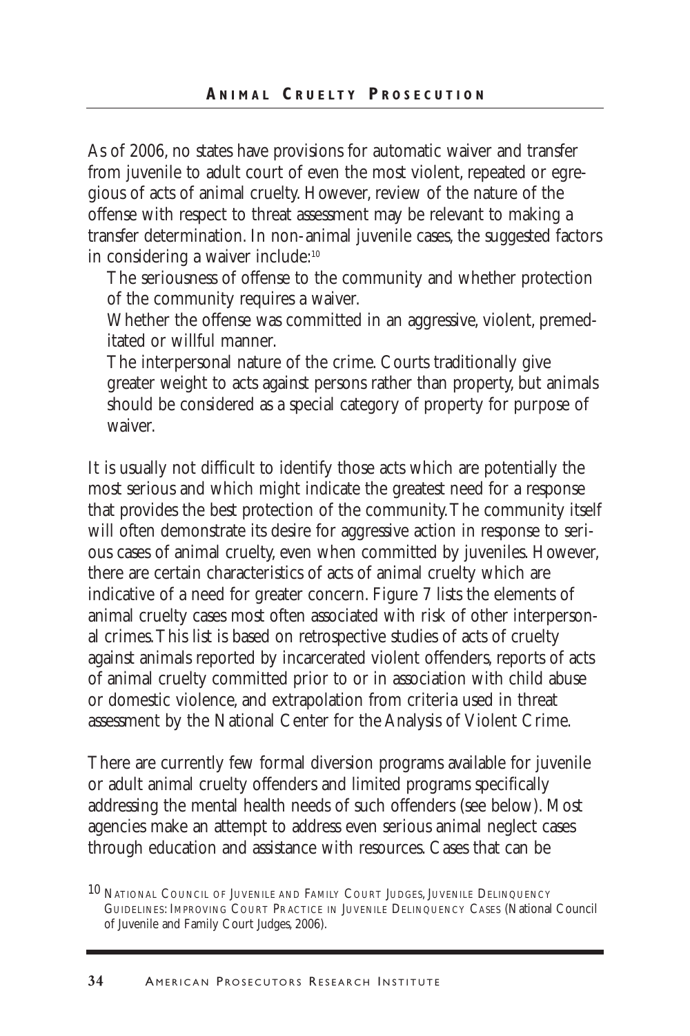As of 2006, no states have provisions for automatic waiver and transfer from juvenile to adult court of even the most violent, repeated or egregious of acts of animal cruelty. However, review of the nature of the offense with respect to threat assessment may be relevant to making a transfer determination. In non-animal juvenile cases, the suggested factors in considering a waiver include:[10]

- The seriousness of offense to the community and whether protection of the community requires a waiver.
- Whether the offense was committed in an aggressive, violent, premeditated or willful manner.
- The interpersonal nature of the crime. Courts traditionally give greater weight to acts against persons rather than property, but animals should be considered as a special category of property for purpose of waiver.

It is usually not difficult to identify those acts which are potentially the most serious and which might indicate the greatest need for a response that provides the best protection of the community. The community itself will often demonstrate its desire for aggressive action in response to serious cases of animal cruelty, even when committed by juveniles. However, there are certain characteristics of acts of animal cruelty which are indicative of a need for greater concern. Figure 7 lists the elements of animal cruelty cases most often associated with risk of other interpersonal crimes. This list is based on retrospective studies of acts of cruelty against animals reported by incarcerated violent offenders, reports of acts of animal cruelty committed prior to or in association with child abuse or domestic violence, and extrapolation from criteria used in threat assessment by the National Center for the Analysis of Violent Crime.

There are currently few formal diversion programs available for juvenile or adult animal cruelty offenders and limited programs specifically addressing the mental health needs of such offenders (see below). Most agencies make an attempt to address even serious animal neglect cases through education and assistance with resources. Cases that can be

[10] National Council of Juvenile and Family Court Judges, Juvenile Delinquency Guidelines: Improving Court Practice in Juvenile Delinquency Cases (National Council of Juvenile and Family Court Judges, 2006).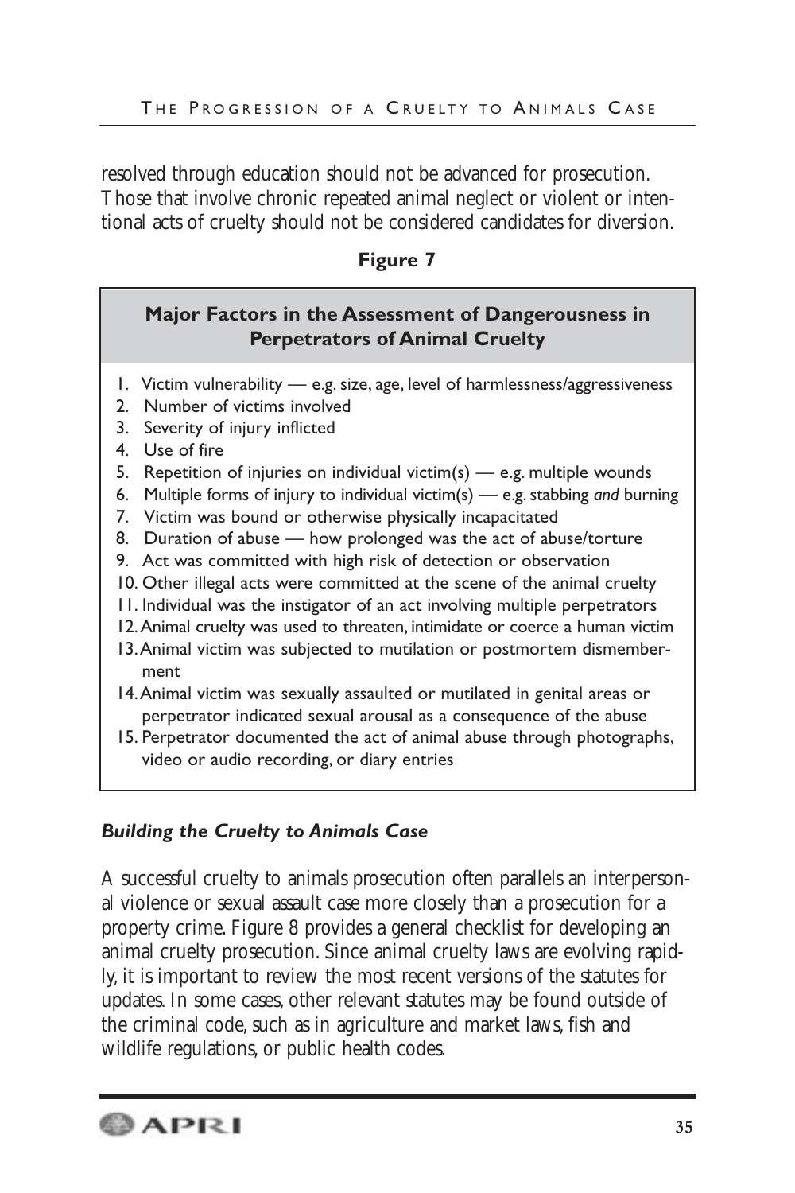resolved through education should not be advanced for prosecution. Those that involve chronic repeated animal neglect or violent or intentional acts of cruelty should not be considered candidates for diversion.

**Figure 7**

**Major Factors in the Assessment of Dangerousness in Perpetrators of Animal Cruelty**

1. Victim vulnerability — e.g. size, age, level of harmlessness/aggressiveness
2. Number of victims involved
3. Severity of injury inflicted
4. Use of fire
5. Repetition of injuries on individual victim(s) — e.g. multiple wounds
6. Multiple forms of injury to individual victim(s) — e.g. stabbing *and* burning
7. Victim was bound or otherwise physically incapacitated
8. Duration of abuse — how prolonged was the act of abuse/torture
9. Act was committed with high risk of detection or observation
10. Other illegal acts were committed at the scene of the animal cruelty
11. Individual was the instigator of an act involving multiple perpetrators
12. Animal cruelty was used to threaten, intimidate or coerce a human victim
13. Animal victim was subjected to mutilation or postmortem dismemberment
14. Animal victim was sexually assaulted or mutilated in genital areas or perpetrator indicated sexual arousal as a consequence of the abuse
15. Perpetrator documented the act of animal abuse through photographs, video or audio recording, or diary entries

### *Building the Cruelty to Animals Case*

A successful cruelty to animals prosecution often parallels an interpersonal violence or sexual assault case more closely than a prosecution for a property crime. Figure 8 provides a general checklist for developing an animal cruelty prosecution. Since animal cruelty laws are evolving rapidly, it is important to review the most recent versions of the statutes for updates. In some cases, other relevant statutes may be found outside of the criminal code, such as in agriculture and market laws, fish and wildlife regulations, or public health codes.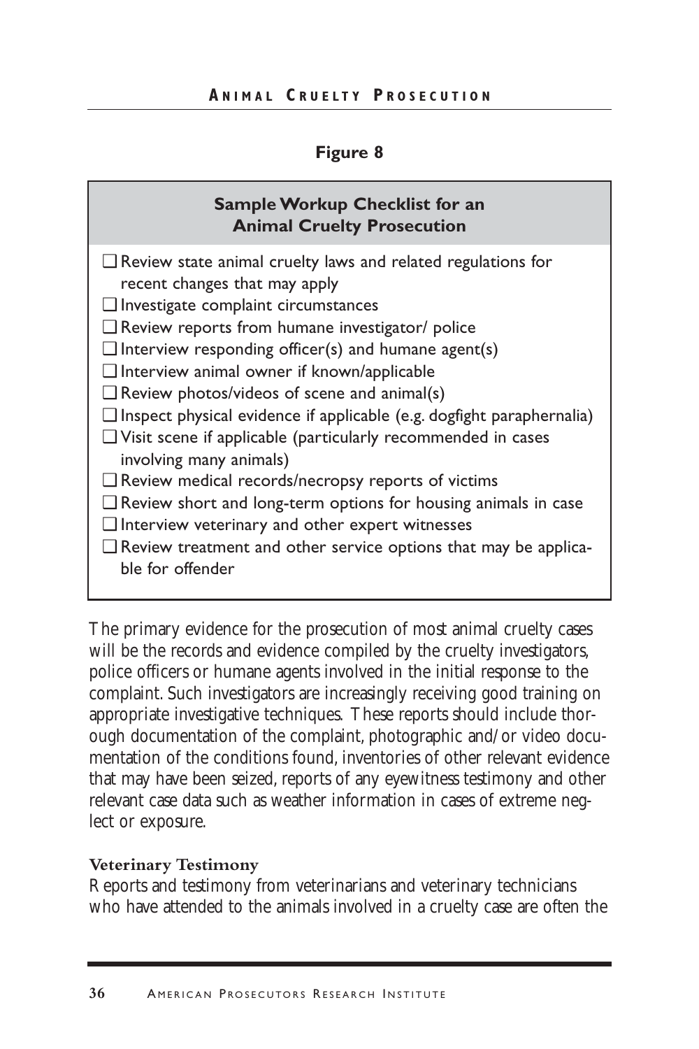**Figure 8**

**Sample Workup Checklist for an Animal Cruelty Prosecution**

- ☐ Review state animal cruelty laws and related regulations for recent changes that may apply
- ☐ Investigate complaint circumstances
- ☐ Review reports from humane investigator/ police
- ☐ Interview responding officer(s) and humane agent(s)
- ☐ Interview animal owner if known/applicable
- ☐ Review photos/videos of scene and animal(s)
- ☐ Inspect physical evidence if applicable (e.g. dogfight paraphernalia)
- ☐ Visit scene if applicable (particularly recommended in cases involving many animals)
- ☐ Review medical records/necropsy reports of victims
- ☐ Review short and long-term options for housing animals in case
- ☐ Interview veterinary and other expert witnesses
- ☐ Review treatment and other service options that may be applicable for offender

The primary evidence for the prosecution of most animal cruelty cases will be the records and evidence compiled by the cruelty investigators, police officers or humane agents involved in the initial response to the complaint. Such investigators are increasingly receiving good training on appropriate investigative techniques. These reports should include thorough documentation of the complaint, photographic and/or video documentation of the conditions found, inventories of other relevant evidence that may have been seized, reports of any eyewitness testimony and other relevant case data such as weather information in cases of extreme neglect or exposure.

**Veterinary Testimony**

Reports and testimony from veterinarians and veterinary technicians who have attended to the animals involved in a cruelty case are often the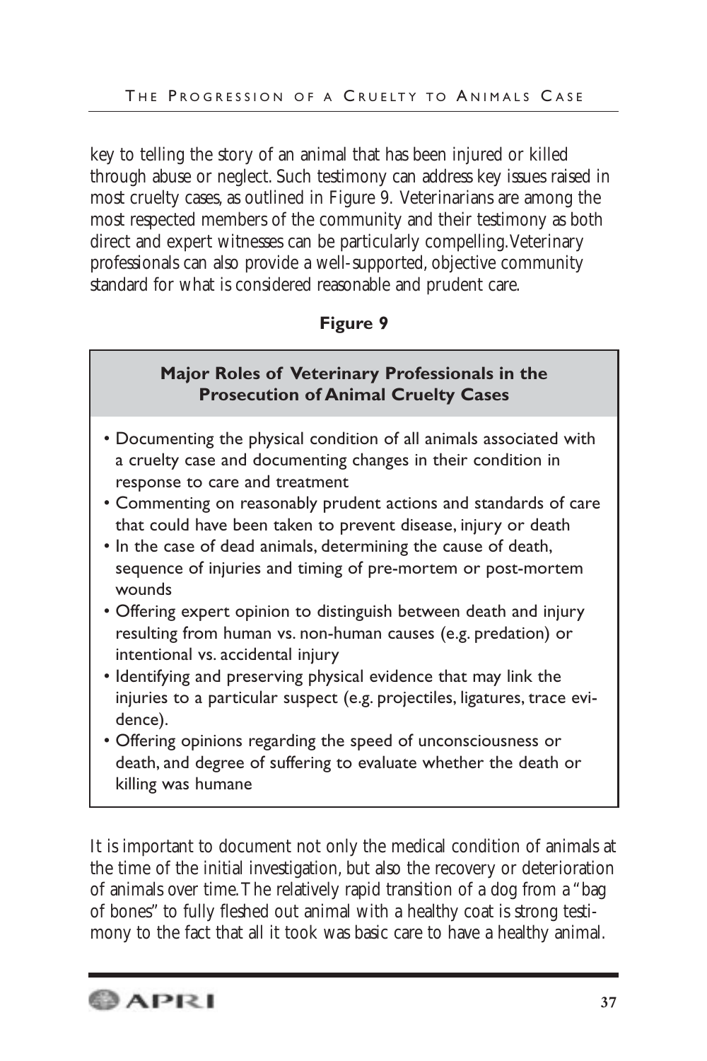key to telling the story of an animal that has been injured or killed through abuse or neglect. Such testimony can address key issues raised in most cruelty cases, as outlined in Figure 9. Veterinarians are among the most respected members of the community and their testimony as both direct and expert witnesses can be particularly compelling. Veterinary professionals can also provide a well-supported, objective community standard for what is considered reasonable and prudent care.

**Figure 9**

**Major Roles of Veterinary Professionals in the Prosecution of Animal Cruelty Cases**

- Documenting the physical condition of all animals associated with a cruelty case and documenting changes in their condition in response to care and treatment
- Commenting on reasonably prudent actions and standards of care that could have been taken to prevent disease, injury or death
- In the case of dead animals, determining the cause of death, sequence of injuries and timing of pre-mortem or post-mortem wounds
- Offering expert opinion to distinguish between death and injury resulting from human vs. non-human causes (e.g. predation) or intentional vs. accidental injury
- Identifying and preserving physical evidence that may link the injuries to a particular suspect (e.g. projectiles, ligatures, trace evidence).
- Offering opinions regarding the speed of unconsciousness or death, and degree of suffering to evaluate whether the death or killing was humane

It is important to document not only the medical condition of animals at the time of the initial investigation, but also the recovery or deterioration of animals over time. The relatively rapid transition of a dog from a "bag of bones" to fully fleshed out animal with a healthy coat is strong testimony to the fact that all it took was basic care to have a healthy animal.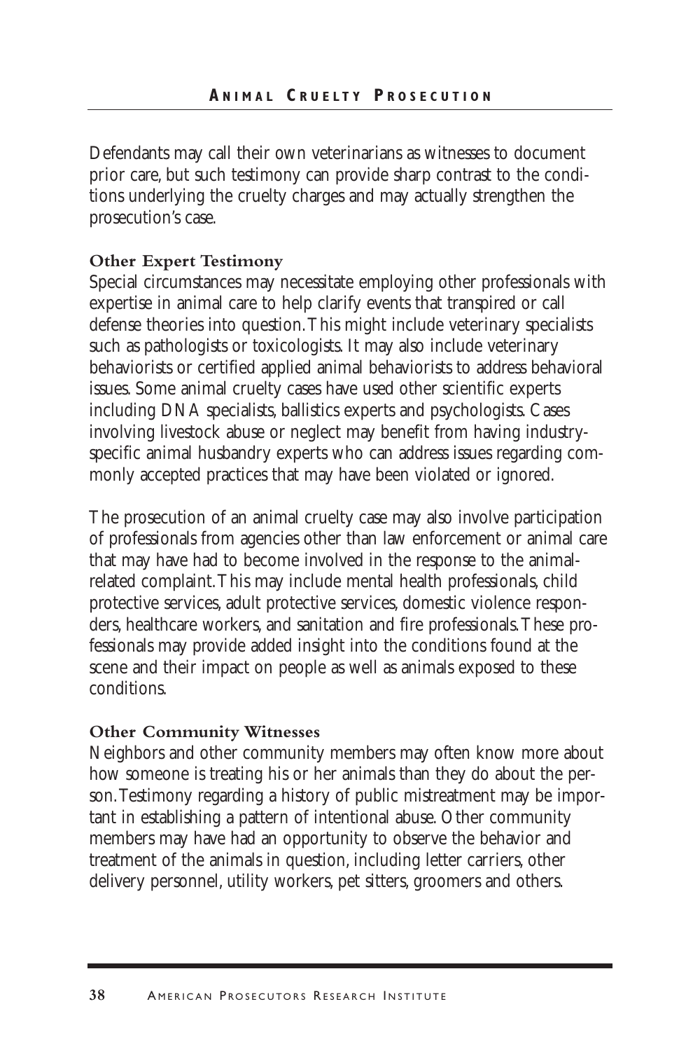Defendants may call their own veterinarians as witnesses to document prior care, but such testimony can provide sharp contrast to the conditions underlying the cruelty charges and may actually strengthen the prosecution's case.

### Other Expert Testimony

Special circumstances may necessitate employing other professionals with expertise in animal care to help clarify events that transpired or call defense theories into question. This might include veterinary specialists such as pathologists or toxicologists. It may also include veterinary behaviorists or certified applied animal behaviorists to address behavioral issues. Some animal cruelty cases have used other scientific experts including DNA specialists, ballistics experts and psychologists. Cases involving livestock abuse or neglect may benefit from having industry-specific animal husbandry experts who can address issues regarding commonly accepted practices that may have been violated or ignored.

The prosecution of an animal cruelty case may also involve participation of professionals from agencies other than law enforcement or animal care that may have had to become involved in the response to the animal-related complaint. This may include mental health professionals, child protective services, adult protective services, domestic violence responders, healthcare workers, and sanitation and fire professionals. These professionals may provide added insight into the conditions found at the scene and their impact on people as well as animals exposed to these conditions.

### Other Community Witnesses

Neighbors and other community members may often know more about how someone is treating his or her animals than they do about the person. Testimony regarding a history of public mistreatment may be important in establishing a pattern of intentional abuse. Other community members may have had an opportunity to observe the behavior and treatment of the animals in question, including letter carriers, other delivery personnel, utility workers, pet sitters, groomers and others.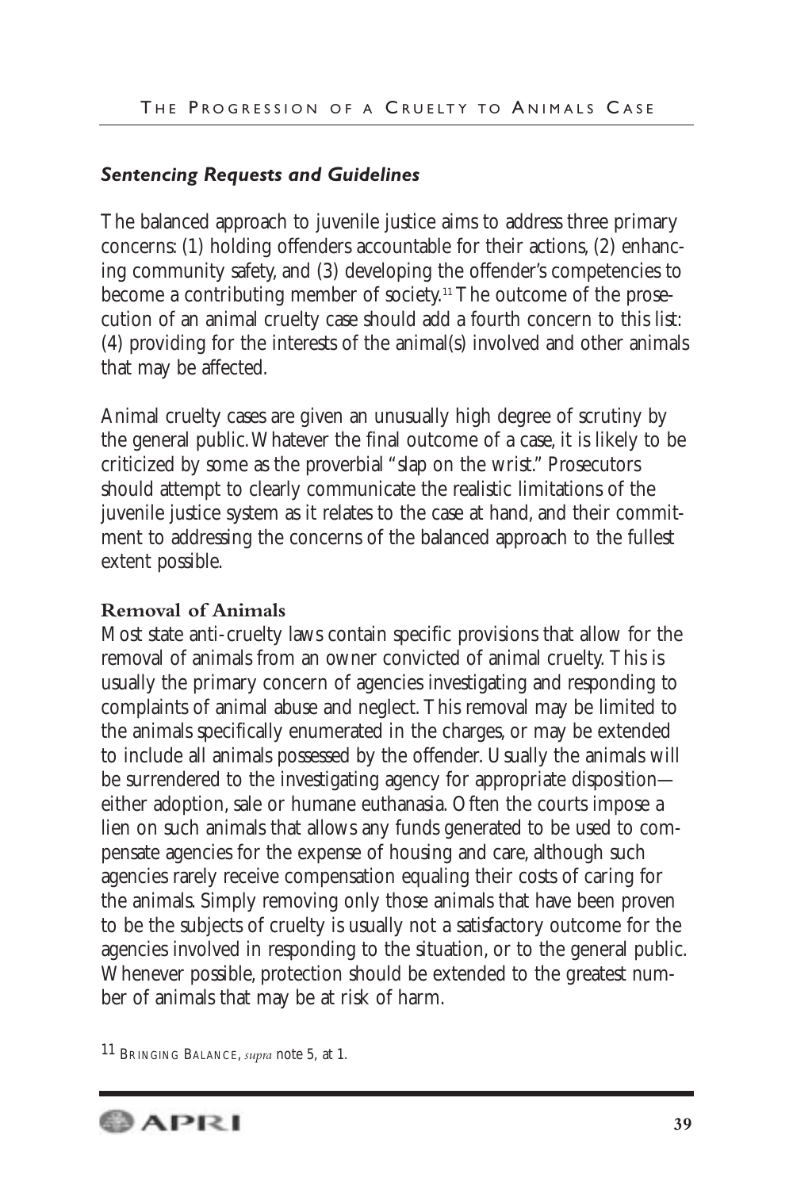### *Sentencing Requests and Guidelines*

The balanced approach to juvenile justice aims to address three primary concerns: (1) holding offenders accountable for their actions, (2) enhancing community safety, and (3) developing the offender's competencies to become a contributing member of society.[11] The outcome of the prosecution of an animal cruelty case should add a fourth concern to this list: (4) providing for the interests of the animal(s) involved and other animals that may be affected.

Animal cruelty cases are given an unusually high degree of scrutiny by the general public. Whatever the final outcome of a case, it is likely to be criticized by some as the proverbial "slap on the wrist." Prosecutors should attempt to clearly communicate the realistic limitations of the juvenile justice system as it relates to the case at hand, and their commitment to addressing the concerns of the balanced approach to the fullest extent possible.

#### Removal of Animals

Most state anti-cruelty laws contain specific provisions that allow for the removal of animals from an owner convicted of animal cruelty. This is usually the primary concern of agencies investigating and responding to complaints of animal abuse and neglect. This removal may be limited to the animals specifically enumerated in the charges, or may be extended to include all animals possessed by the offender. Usually the animals will be surrendered to the investigating agency for appropriate disposition—either adoption, sale or humane euthanasia. Often the courts impose a lien on such animals that allows any funds generated to be used to compensate agencies for the expense of housing and care, although such agencies rarely receive compensation equaling their costs of caring for the animals. Simply removing only those animals that have been proven to be the subjects of cruelty is usually not a satisfactory outcome for the agencies involved in responding to the situation, or to the general public. Whenever possible, protection should be extended to the greatest number of animals that may be at risk of harm.

11 BRINGING BALANCE, *supra* note 5, at 1.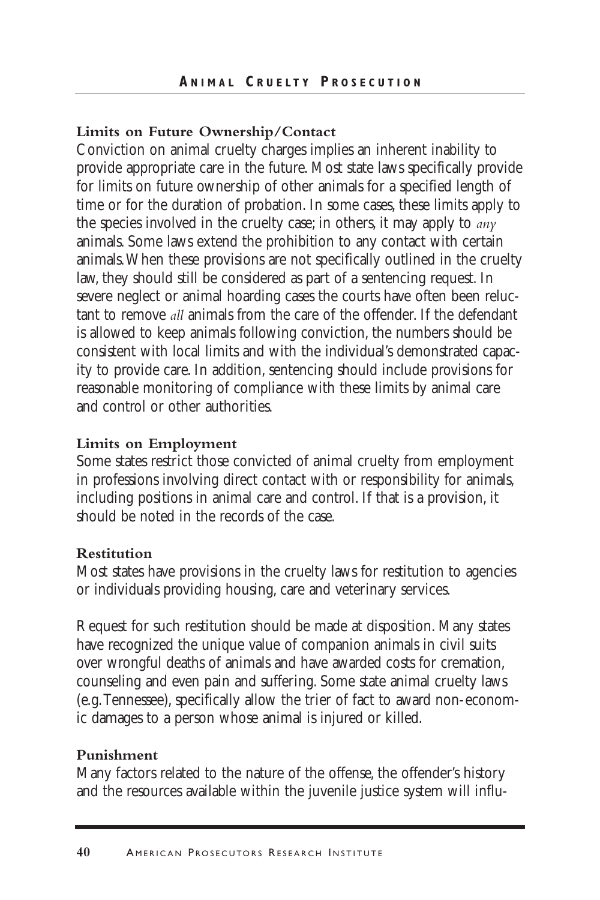### Limits on Future Ownership/Contact

Conviction on animal cruelty charges implies an inherent inability to provide appropriate care in the future. Most state laws specifically provide for limits on future ownership of other animals for a specified length of time or for the duration of probation. In some cases, these limits apply to the species involved in the cruelty case; in others, it may apply to *any* animals. Some laws extend the prohibition to any contact with certain animals. When these provisions are not specifically outlined in the cruelty law, they should still be considered as part of a sentencing request. In severe neglect or animal hoarding cases the courts have often been reluctant to remove *all* animals from the care of the offender. If the defendant is allowed to keep animals following conviction, the numbers should be consistent with local limits and with the individual's demonstrated capacity to provide care. In addition, sentencing should include provisions for reasonable monitoring of compliance with these limits by animal care and control or other authorities.

### Limits on Employment

Some states restrict those convicted of animal cruelty from employment in professions involving direct contact with or responsibility for animals, including positions in animal care and control. If that is a provision, it should be noted in the records of the case.

### Restitution

Most states have provisions in the cruelty laws for restitution to agencies or individuals providing housing, care and veterinary services.

Request for such restitution should be made at disposition. Many states have recognized the unique value of companion animals in civil suits over wrongful deaths of animals and have awarded costs for cremation, counseling and even pain and suffering. Some state animal cruelty laws (e.g. Tennessee), specifically allow the trier of fact to award non-economic damages to a person whose animal is injured or killed.

### Punishment

Many factors related to the nature of the offense, the offender's history and the resources available within the juvenile justice system will influ-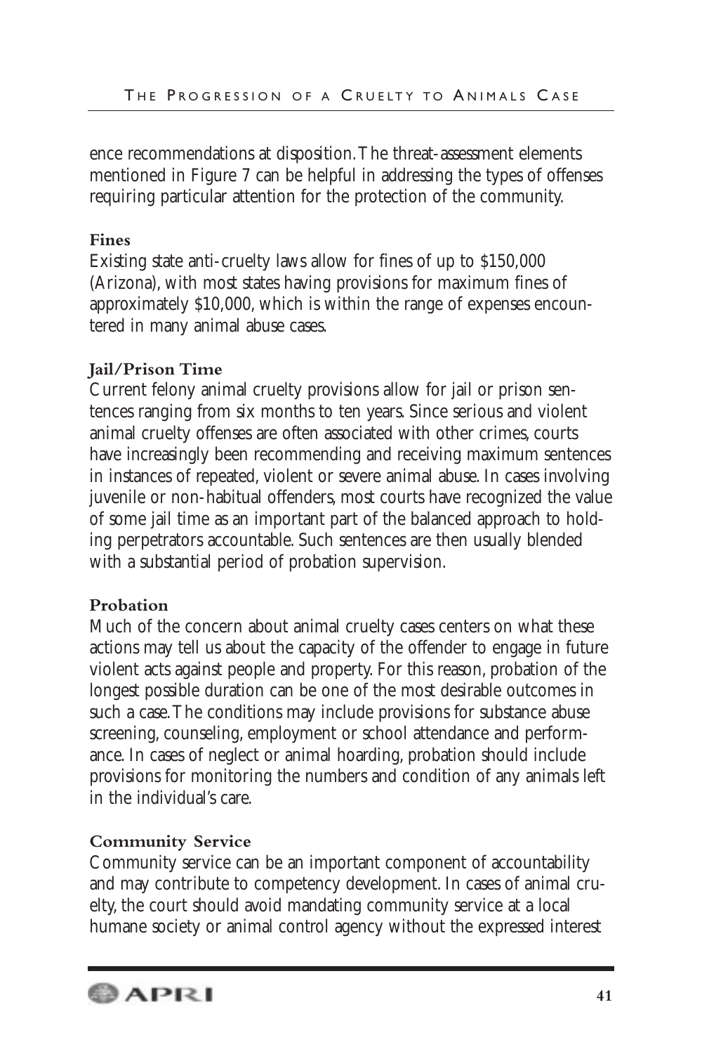ence recommendations at disposition. The threat-assessment elements mentioned in Figure 7 can be helpful in addressing the types of offenses requiring particular attention for the protection of the community.

### Fines

Existing state anti-cruelty laws allow for fines of up to $150,000 (Arizona), with most states having provisions for maximum fines of approximately $10,000, which is within the range of expenses encountered in many animal abuse cases.

### Jail/Prison Time

Current felony animal cruelty provisions allow for jail or prison sentences ranging from six months to ten years. Since serious and violent animal cruelty offenses are often associated with other crimes, courts have increasingly been recommending and receiving maximum sentences in instances of repeated, violent or severe animal abuse. In cases involving juvenile or non-habitual offenders, most courts have recognized the value of some jail time as an important part of the balanced approach to holding perpetrators accountable. Such sentences are then usually blended with a substantial period of probation supervision.

### Probation

Much of the concern about animal cruelty cases centers on what these actions may tell us about the capacity of the offender to engage in future violent acts against people and property. For this reason, probation of the longest possible duration can be one of the most desirable outcomes in such a case. The conditions may include provisions for substance abuse screening, counseling, employment or school attendance and performance. In cases of neglect or animal hoarding, probation should include provisions for monitoring the numbers and condition of any animals left in the individual's care.

### Community Service

Community service can be an important component of accountability and may contribute to competency development. In cases of animal cruelty, the court should avoid mandating community service at a local humane society or animal control agency without the expressed interest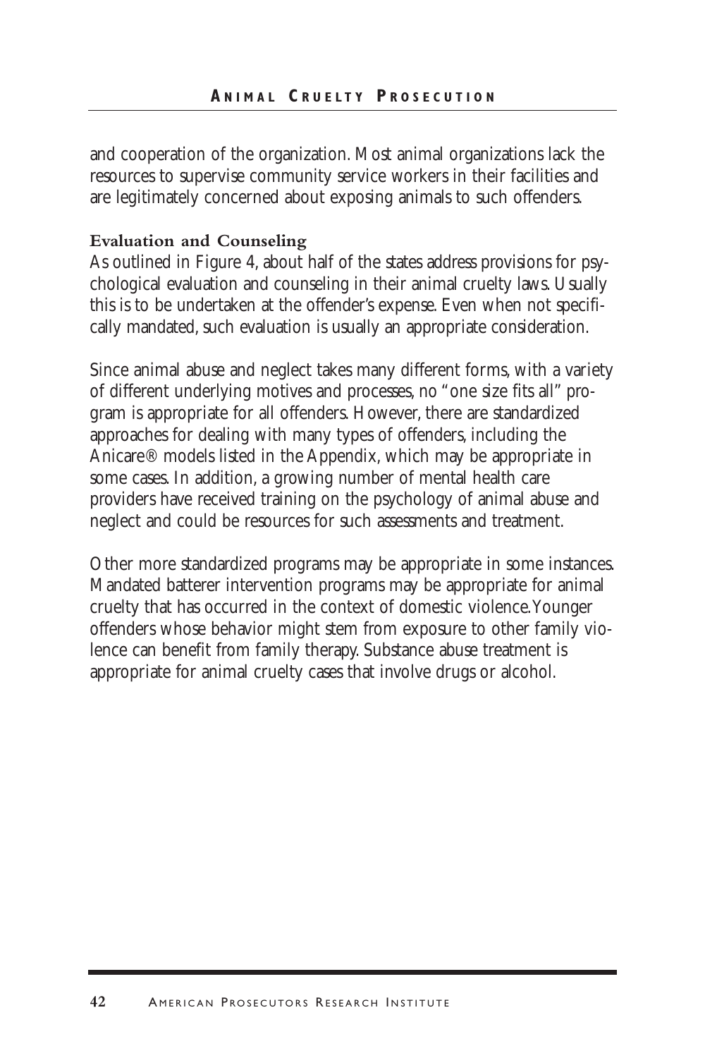and cooperation of the organization. Most animal organizations lack the resources to supervise community service workers in their facilities and are legitimately concerned about exposing animals to such offenders.

### Evaluation and Counseling

As outlined in Figure 4, about half of the states address provisions for psychological evaluation and counseling in their animal cruelty laws. Usually this is to be undertaken at the offender's expense. Even when not specifically mandated, such evaluation is usually an appropriate consideration.

Since animal abuse and neglect takes many different forms, with a variety of different underlying motives and processes, no "one size fits all" program is appropriate for all offenders. However, there are standardized approaches for dealing with many types of offenders, including the Anicare® models listed in the Appendix, which may be appropriate in some cases. In addition, a growing number of mental health care providers have received training on the psychology of animal abuse and neglect and could be resources for such assessments and treatment.

Other more standardized programs may be appropriate in some instances. Mandated batterer intervention programs may be appropriate for animal cruelty that has occurred in the context of domestic violence. Younger offenders whose behavior might stem from exposure to other family violence can benefit from family therapy. Substance abuse treatment is appropriate for animal cruelty cases that involve drugs or alcohol.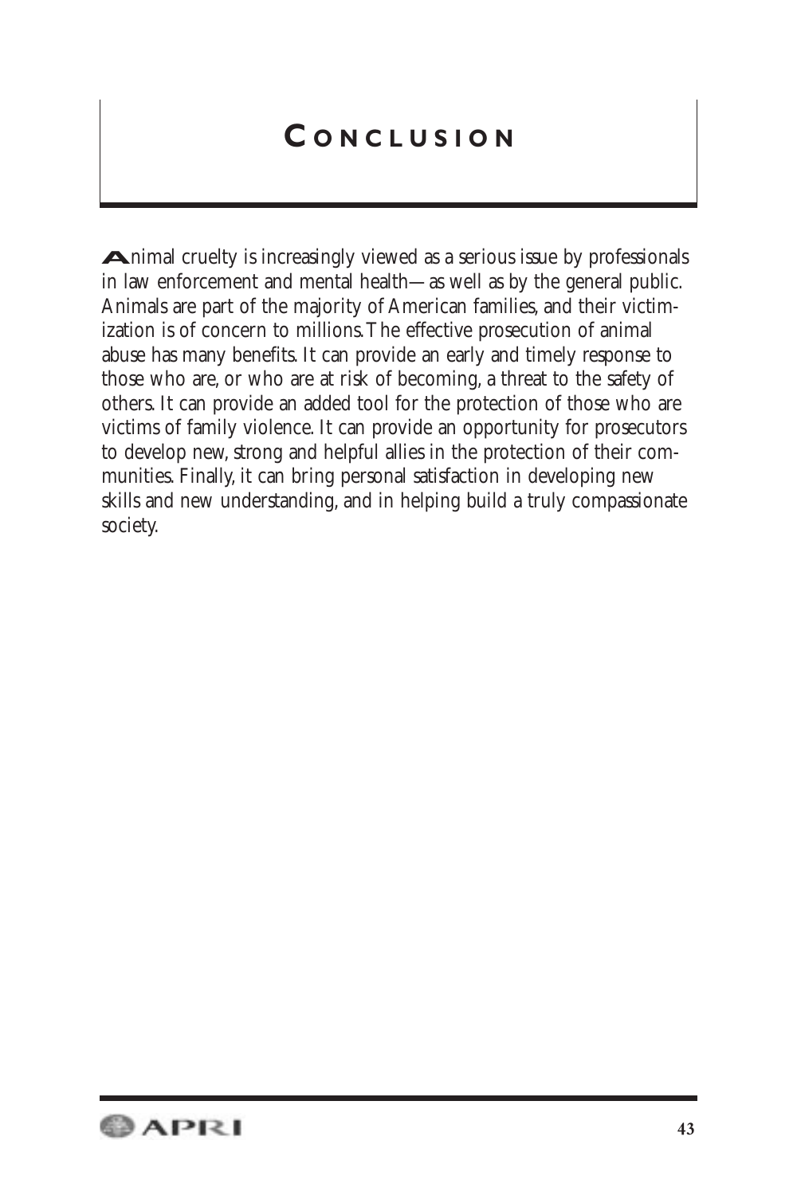# Conclusion

Animal cruelty is increasingly viewed as a serious issue by professionals in law enforcement and mental health—as well as by the general public. Animals are part of the majority of American families, and their victimization is of concern to millions. The effective prosecution of animal abuse has many benefits. It can provide an early and timely response to those who are, or who are at risk of becoming, a threat to the safety of others. It can provide an added tool for the protection of those who are victims of family violence. It can provide an opportunity for prosecutors to develop new, strong and helpful allies in the protection of their communities. Finally, it can bring personal satisfaction in developing new skills and new understanding, and in helping build a truly compassionate society.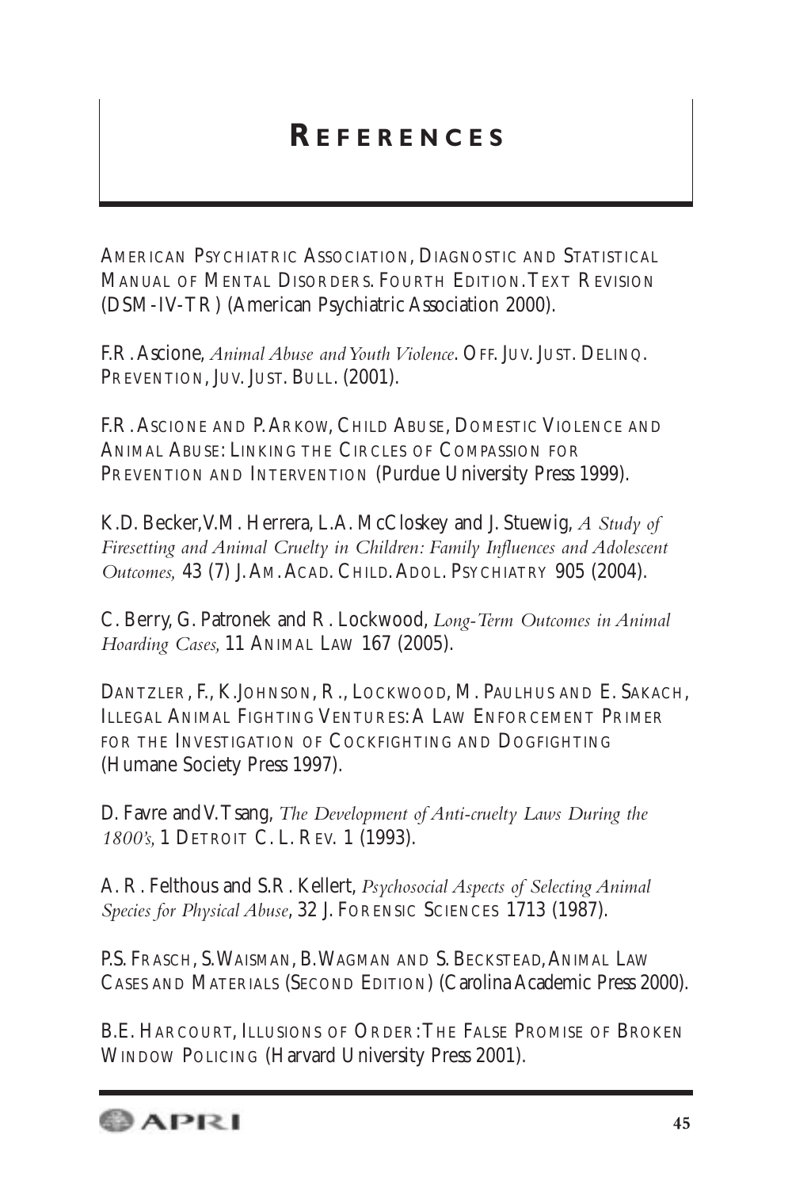# REFERENCES

AMERICAN PSYCHIATRIC ASSOCIATION, DIAGNOSTIC AND STATISTICAL MANUAL OF MENTAL DISORDERS. FOURTH EDITION. TEXT REVISION (DSM-IV-TR) (American Psychiatric Association 2000).

F.R. Ascione, *Animal Abuse and Youth Violence*. OFF. JUV. JUST. DELINQ. PREVENTION, JUV. JUST. BULL. (2001).

F.R. ASCIONE AND P. ARKOW, CHILD ABUSE, DOMESTIC VIOLENCE AND ANIMAL ABUSE: LINKING THE CIRCLES OF COMPASSION FOR PREVENTION AND INTERVENTION (Purdue University Press 1999).

K.D. Becker, V.M. Herrera, L.A. McCloskey and J. Stuewig, *A Study of Firesetting and Animal Cruelty in Children: Family Influences and Adolescent Outcomes,* 43 (7) J. AM. ACAD. CHILD. ADOL. PSYCHIATRY 905 (2004).

C. Berry, G. Patronek and R. Lockwood, *Long-Term Outcomes in Animal Hoarding Cases,* 11 ANIMAL LAW 167 (2005).

DANTZLER, F., K. JOHNSON, R., LOCKWOOD, M. PAULHUS AND E. SAKACH, ILLEGAL ANIMAL FIGHTING VENTURES: A LAW ENFORCEMENT PRIMER FOR THE INVESTIGATION OF COCKFIGHTING AND DOGFIGHTING (Humane Society Press 1997).

D. Favre and V. Tsang, *The Development of Anti-cruelty Laws During the 1800's,* 1 DETROIT C. L. REV. 1 (1993).

A. R. Felthous and S.R. Kellert, *Psychosocial Aspects of Selecting Animal Species for Physical Abuse*, 32 J. FORENSIC SCIENCES 1713 (1987).

P.S. FRASCH, S. WAISMAN, B. WAGMAN AND S. BECKSTEAD, ANIMAL LAW CASES AND MATERIALS (SECOND EDITION) (Carolina Academic Press 2000).

B.E. HARCOURT, ILLUSIONS OF ORDER: THE FALSE PROMISE OF BROKEN WINDOW POLICING (Harvard University Press 2001).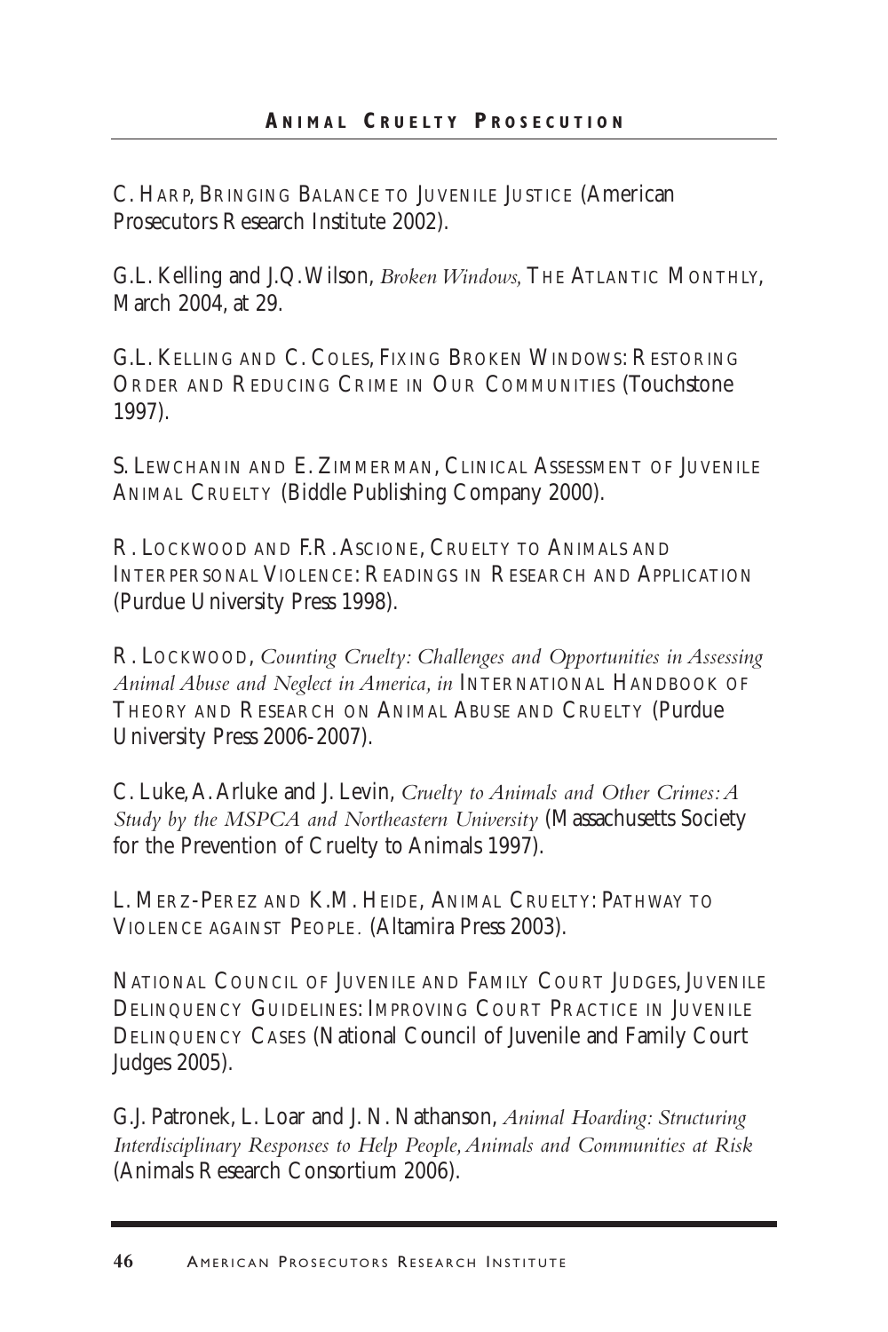C. Harp, Bringing Balance to Juvenile Justice (American Prosecutors Research Institute 2002).

G.L. Kelling and J.Q. Wilson, *Broken Windows,* The Atlantic Monthly, March 2004, at 29.

G.L. Kelling and C. Coles, Fixing Broken Windows: Restoring Order and Reducing Crime in Our Communities (Touchstone 1997).

S. Lewchanin and E. Zimmerman, Clinical Assessment of Juvenile Animal Cruelty (Biddle Publishing Company 2000).

R. Lockwood and F.R. Ascione, Cruelty to Animals and Interpersonal Violence: Readings in Research and Application (Purdue University Press 1998).

R. Lockwood, *Counting Cruelty: Challenges and Opportunities in Assessing Animal Abuse and Neglect in America, in* International Handbook of Theory and Research on Animal Abuse and Cruelty (Purdue University Press 2006-2007).

C. Luke, A. Arluke and J. Levin, *Cruelty to Animals and Other Crimes: A Study by the MSPCA and Northeastern University* (Massachusetts Society for the Prevention of Cruelty to Animals 1997).

L. Merz-Perez and K.M. Heide, Animal Cruelty: Pathway to Violence against People. (Altamira Press 2003).

National Council of Juvenile and Family Court Judges, Juvenile Delinquency Guidelines: Improving Court Practice in Juvenile Delinquency Cases (National Council of Juvenile and Family Court Judges 2005).

G.J. Patronek, L. Loar and J. N. Nathanson, *Animal Hoarding: Structuring Interdisciplinary Responses to Help People, Animals and Communities at Risk* (Animals Research Consortium 2006).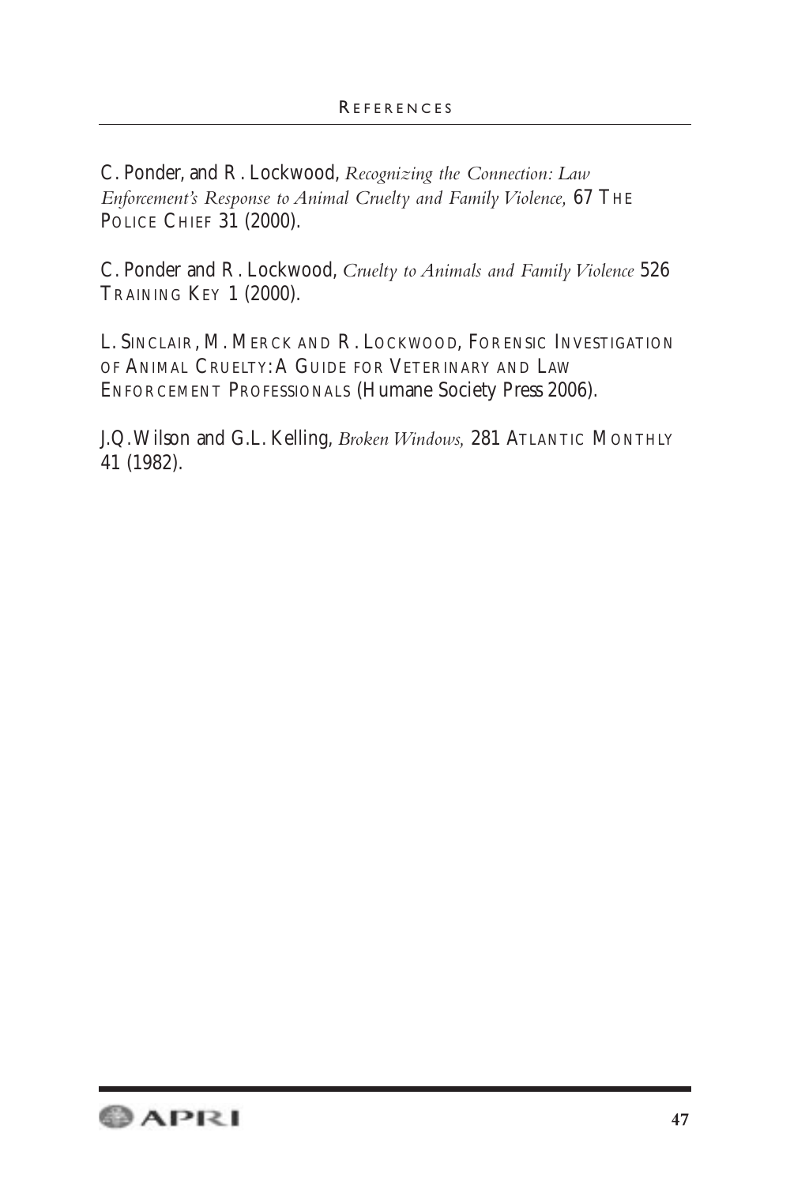C. Ponder, and R. Lockwood, *Recognizing the Connection: Law Enforcement's Response to Animal Cruelty and Family Violence,* 67 THE POLICE CHIEF 31 (2000).

C. Ponder and R. Lockwood, *Cruelty to Animals and Family Violence* 526 TRAINING KEY 1 (2000).

L. SINCLAIR, M. MERCK AND R. LOCKWOOD, FORENSIC INVESTIGATION OF ANIMAL CRUELTY: A GUIDE FOR VETERINARY AND LAW ENFORCEMENT PROFESSIONALS (Humane Society Press 2006).

J.Q. Wilson and G.L. Kelling, *Broken Windows,* 281 ATLANTIC MONTHLY 41 (1982).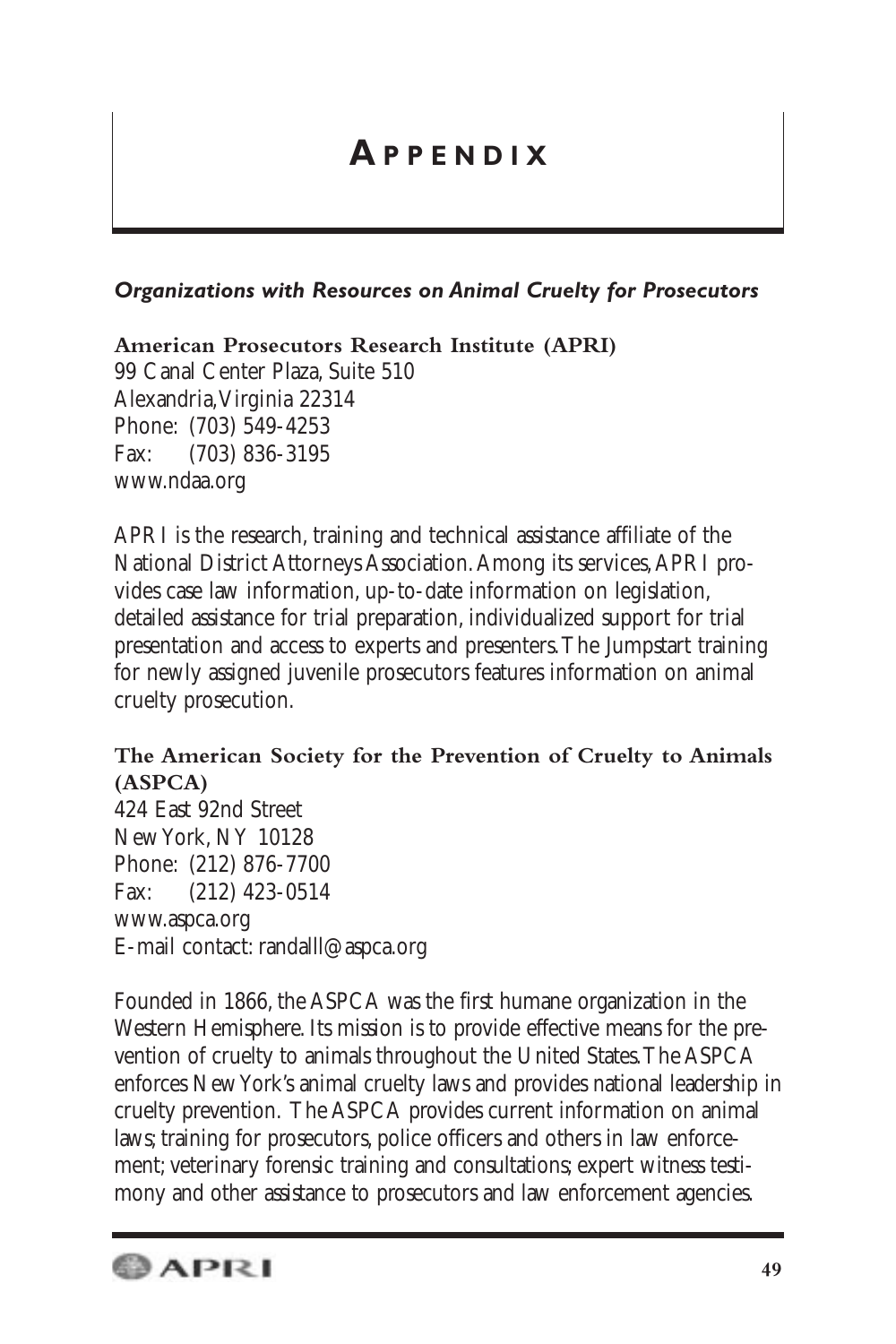# Appendix

### *Organizations with Resources on Animal Cruelty for Prosecutors*

**American Prosecutors Research Institute (APRI)**
99 Canal Center Plaza, Suite 510
Alexandria, Virginia 22314
Phone: (703) 549-4253
Fax: (703) 836-3195
www.ndaa.org

APRI is the research, training and technical assistance affiliate of the National District Attorneys Association. Among its services, APRI provides case law information, up-to-date information on legislation, detailed assistance for trial preparation, individualized support for trial presentation and access to experts and presenters. The Jumpstart training for newly assigned juvenile prosecutors features information on animal cruelty prosecution.

**The American Society for the Prevention of Cruelty to Animals (ASPCA)**
424 East 92nd Street
New York, NY 10128
Phone: (212) 876-7700
Fax: (212) 423-0514
www.aspca.org
E-mail contact: randalll@aspca.org

Founded in 1866, the ASPCA was the first humane organization in the Western Hemisphere. Its mission is to provide effective means for the prevention of cruelty to animals throughout the United States. The ASPCA enforces New York's animal cruelty laws and provides national leadership in cruelty prevention. The ASPCA provides current information on animal laws; training for prosecutors, police officers and others in law enforcement; veterinary forensic training and consultations; expert witness testimony and other assistance to prosecutors and law enforcement agencies.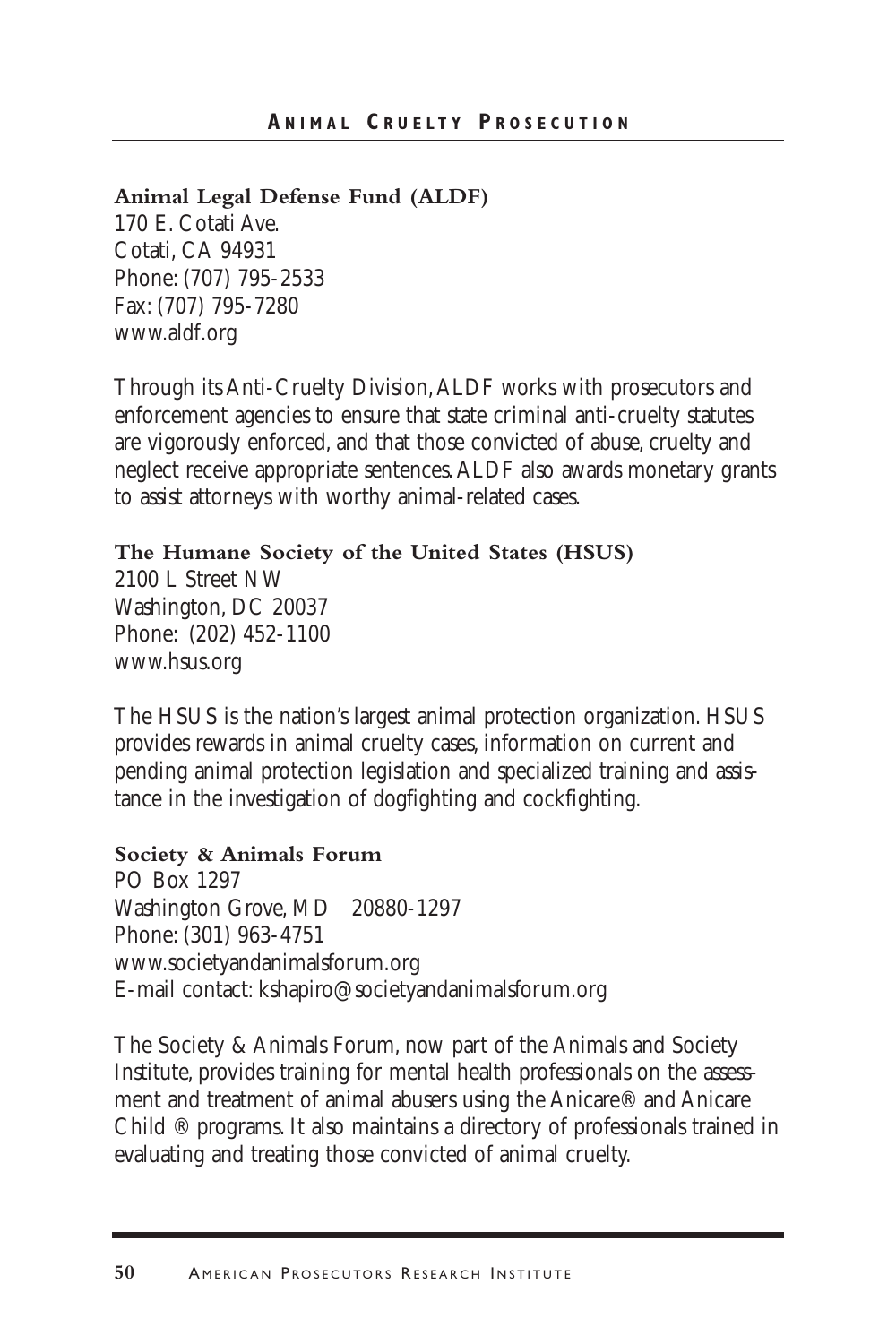**Animal Legal Defense Fund (ALDF)**
170 E. Cotati Ave.
Cotati, CA 94931
Phone: (707) 795-2533
Fax: (707) 795-7280
www.aldf.org

Through its Anti-Cruelty Division, ALDF works with prosecutors and enforcement agencies to ensure that state criminal anti-cruelty statutes are vigorously enforced, and that those convicted of abuse, cruelty and neglect receive appropriate sentences. ALDF also awards monetary grants to assist attorneys with worthy animal-related cases.

**The Humane Society of the United States (HSUS)**
2100 L Street NW
Washington, DC 20037
Phone: (202) 452-1100
www.hsus.org

The HSUS is the nation's largest animal protection organization. HSUS provides rewards in animal cruelty cases, information on current and pending animal protection legislation and specialized training and assistance in the investigation of dogfighting and cockfighting.

**Society & Animals Forum**
PO Box 1297
Washington Grove, MD 20880-1297
Phone: (301) 963-4751
www.societyandanimalsforum.org
E-mail contact: kshapiro@societyandanimalsforum.org

The Society & Animals Forum, now part of the Animals and Society Institute, provides training for mental health professionals on the assessment and treatment of animal abusers using the Anicare® and Anicare Child ® programs. It also maintains a directory of professionals trained in evaluating and treating those convicted of animal cruelty.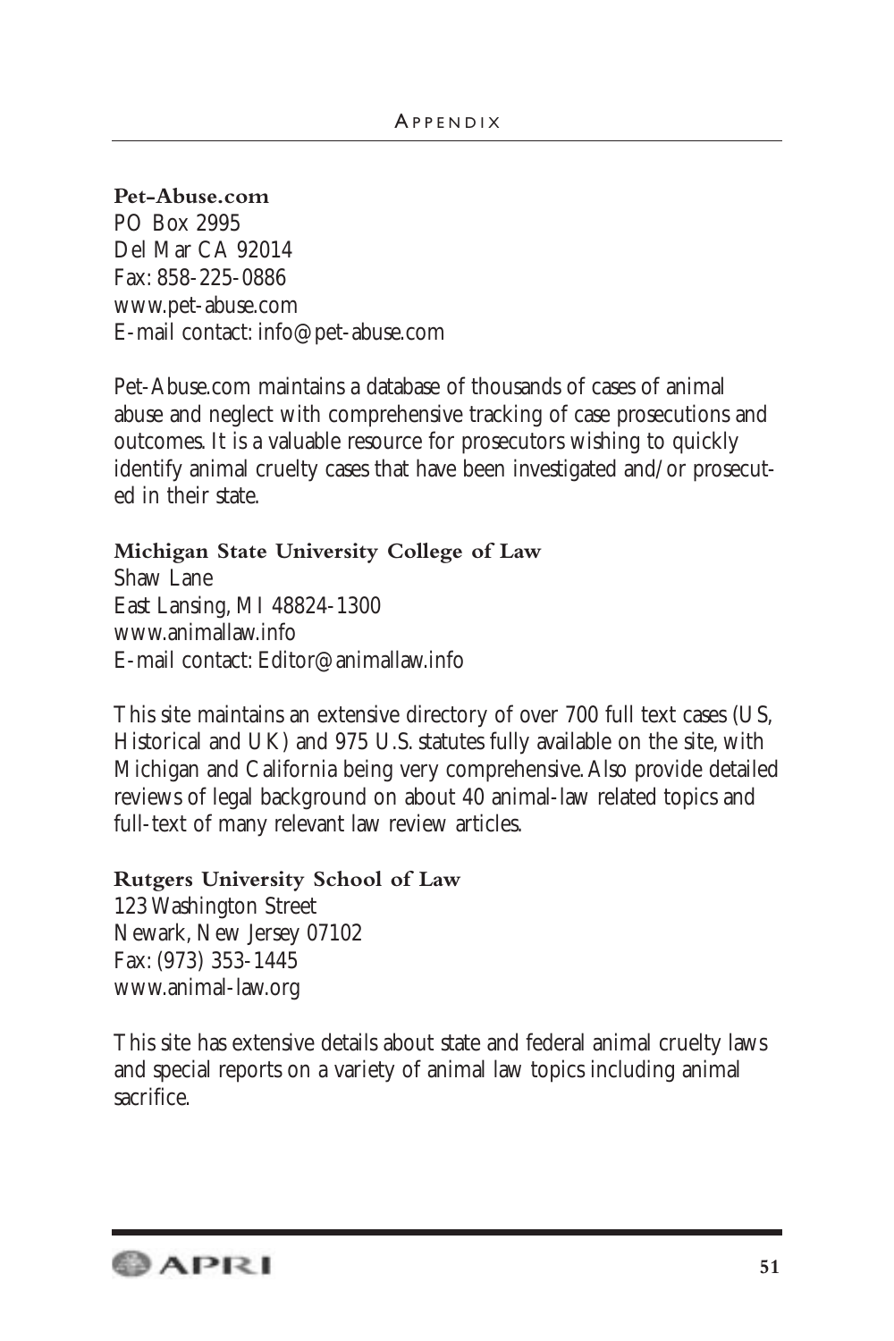**Pet-Abuse.com**
PO Box 2995
Del Mar CA 92014
Fax: 858-225-0886
www.pet-abuse.com
E-mail contact: info@pet-abuse.com

Pet-Abuse.com maintains a database of thousands of cases of animal abuse and neglect with comprehensive tracking of case prosecutions and outcomes. It is a valuable resource for prosecutors wishing to quickly identify animal cruelty cases that have been investigated and/or prosecuted in their state.

**Michigan State University College of Law**
Shaw Lane
East Lansing, MI 48824-1300
www.animallaw.info
E-mail contact: Editor@animallaw.info

This site maintains an extensive directory of over 700 full text cases (US, Historical and UK) and 975 U.S. statutes fully available on the site, with Michigan and California being very comprehensive. Also provide detailed reviews of legal background on about 40 animal-law related topics and full-text of many relevant law review articles.

**Rutgers University School of Law**
123 Washington Street
Newark, New Jersey 07102
Fax: (973) 353-1445
www.animal-law.org

This site has extensive details about state and federal animal cruelty laws and special reports on a variety of animal law topics including animal sacrifice.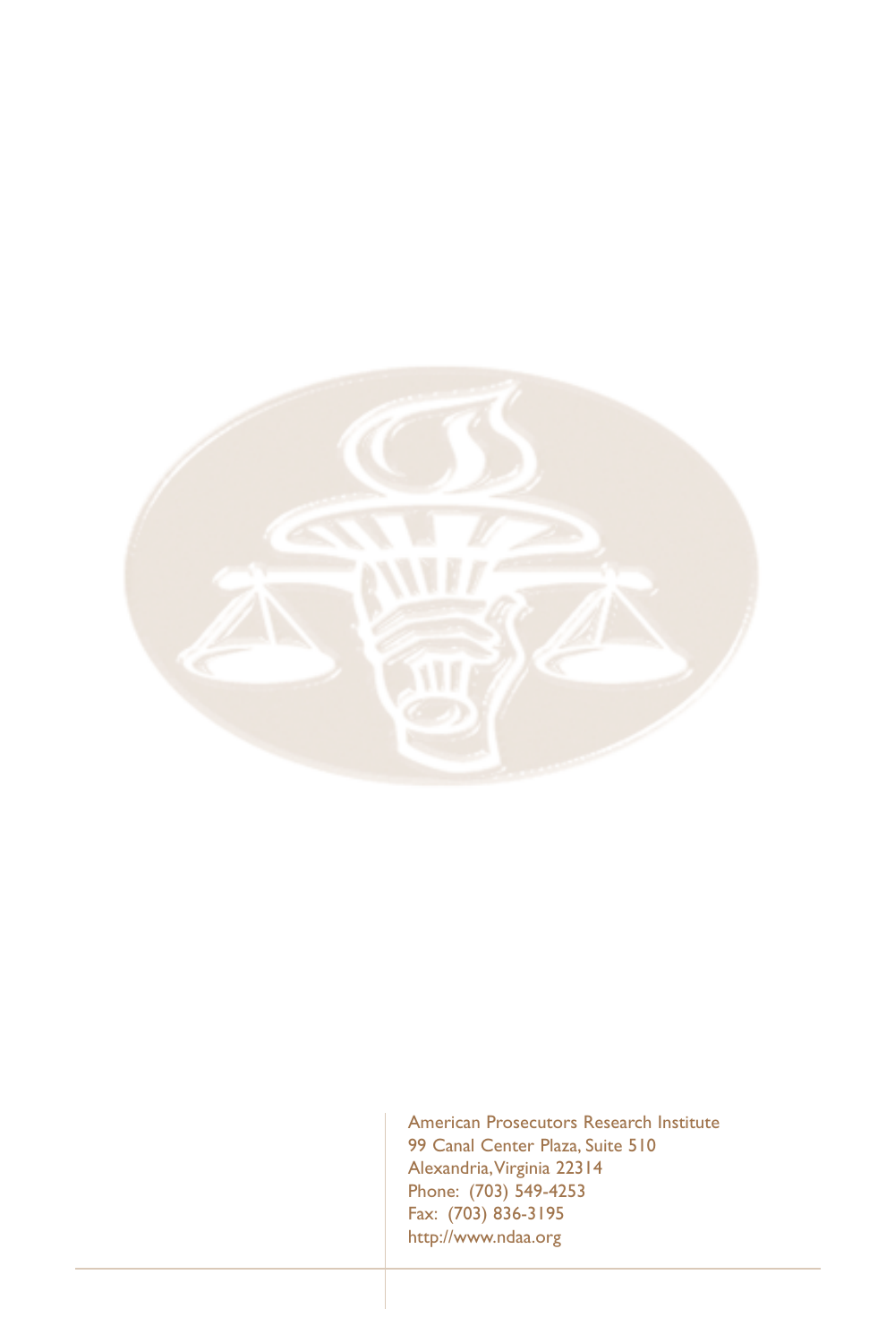American Prosecutors Research Institute
99 Canal Center Plaza, Suite 510
Alexandria, Virginia 22314
Phone: (703) 549-4253
Fax: (703) 836-3195
http://www.ndaa.org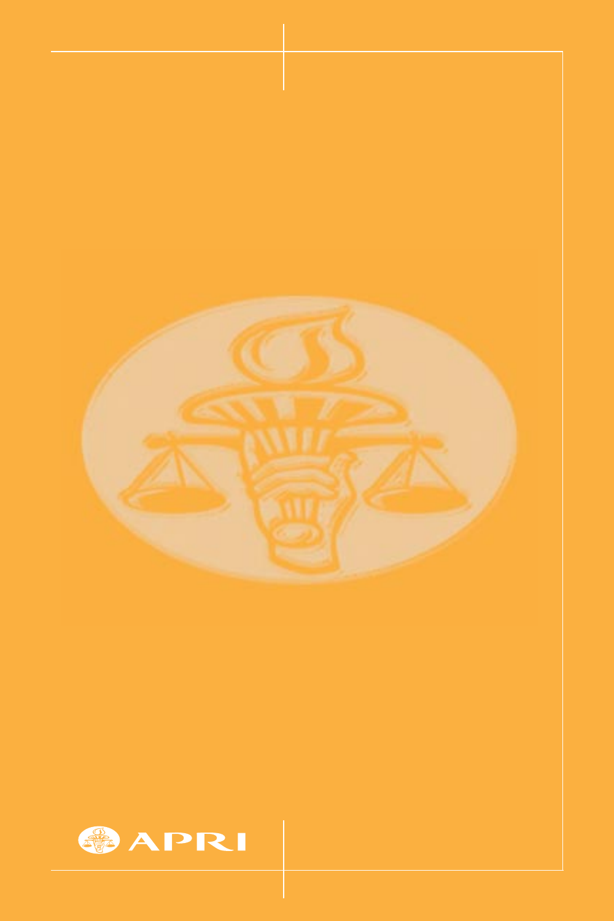APRI